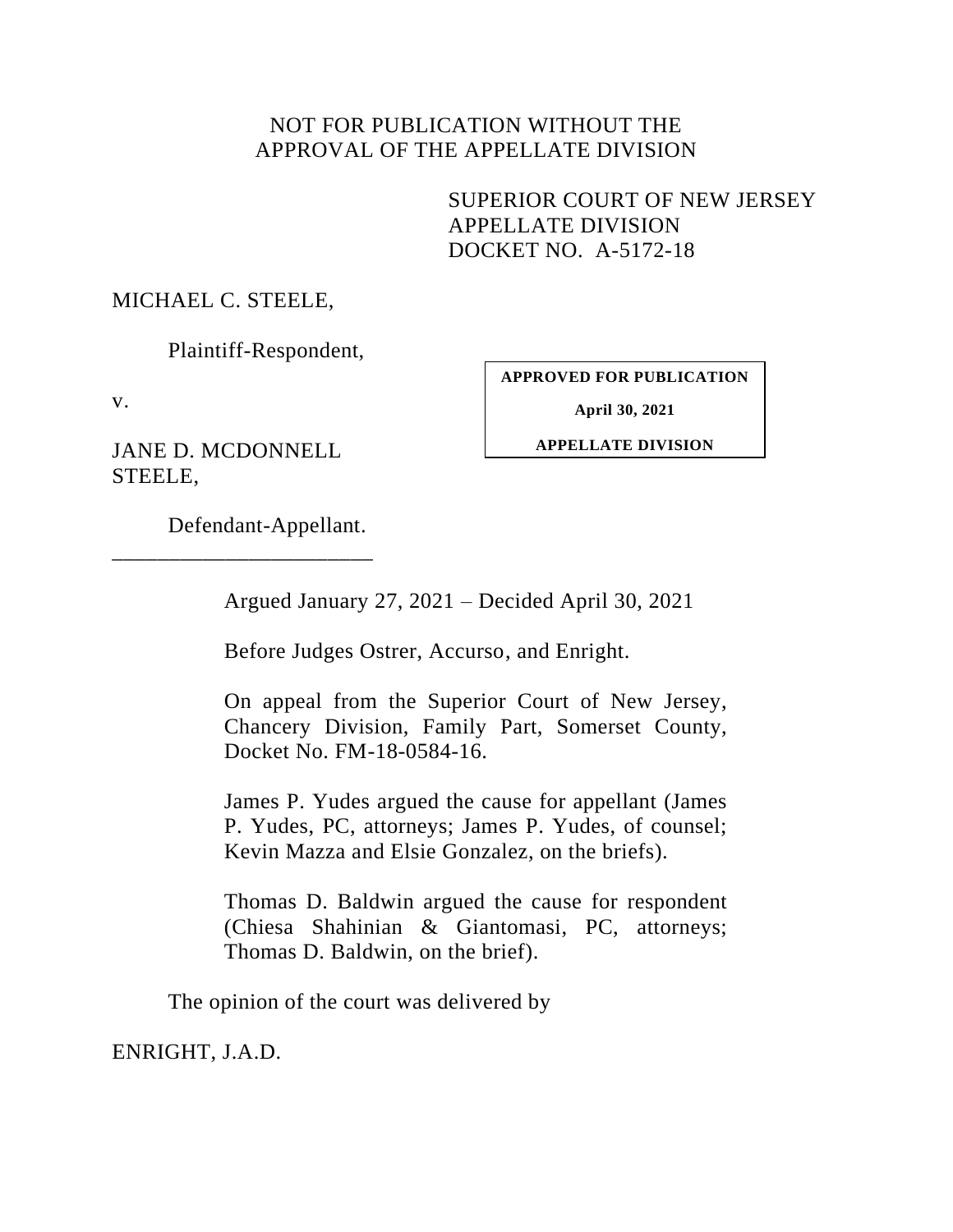NOT FOR PUBLICATION WITHOUT THE
APPROVAL OF THE APPELLATE DIVISION

SUPERIOR COURT OF NEW JERSEY
APPELLATE DIVISION
DOCKET NO. A-5172-18

MICHAEL C. STEELE,

Plaintiff-Respondent,

v.

JANE D. MCDONNELL
STEELE,

Defendant-Appellant.

_______________________

**APPROVED FOR PUBLICATION**

**April 30, 2021**

**APPELLATE DIVISION**

Argued January 27, 2021 – Decided April 30, 2021

Before Judges Ostrer, Accurso, and Enright.

On appeal from the Superior Court of New Jersey, Chancery Division, Family Part, Somerset County, Docket No. FM-18-0584-16.

James P. Yudes argued the cause for appellant (James P. Yudes, PC, attorneys; James P. Yudes, of counsel; Kevin Mazza and Elsie Gonzalez, on the briefs).

Thomas D. Baldwin argued the cause for respondent (Chiesa Shahinian & Giantomasi, PC, attorneys; Thomas D. Baldwin, on the brief).

The opinion of the court was delivered by

ENRIGHT, J.A.D.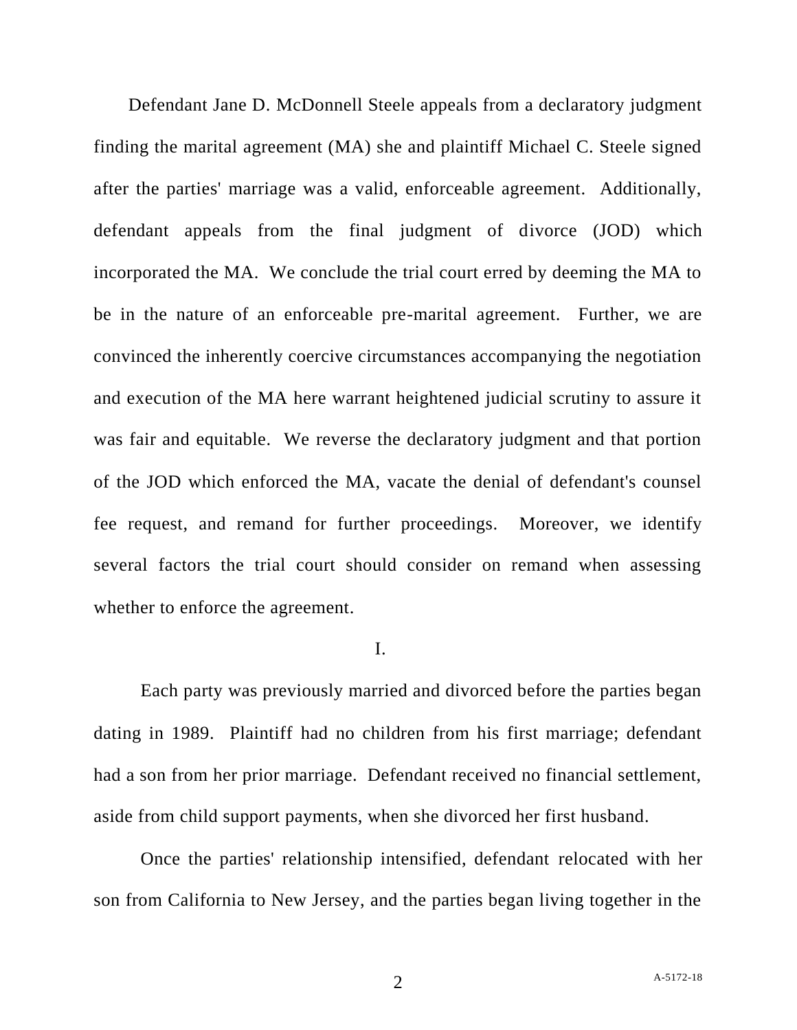Defendant Jane D. McDonnell Steele appeals from a declaratory judgment finding the marital agreement (MA) she and plaintiff Michael C. Steele signed after the parties' marriage was a valid, enforceable agreement. Additionally, defendant appeals from the final judgment of divorce (JOD) which incorporated the MA. We conclude the trial court erred by deeming the MA to be in the nature of an enforceable pre-marital agreement. Further, we are convinced the inherently coercive circumstances accompanying the negotiation and execution of the MA here warrant heightened judicial scrutiny to assure it was fair and equitable. We reverse the declaratory judgment and that portion of the JOD which enforced the MA, vacate the denial of defendant's counsel fee request, and remand for further proceedings. Moreover, we identify several factors the trial court should consider on remand when assessing whether to enforce the agreement.

## I.

Each party was previously married and divorced before the parties began dating in 1989. Plaintiff had no children from his first marriage; defendant had a son from her prior marriage. Defendant received no financial settlement, aside from child support payments, when she divorced her first husband.

Once the parties' relationship intensified, defendant relocated with her son from California to New Jersey, and the parties began living together in the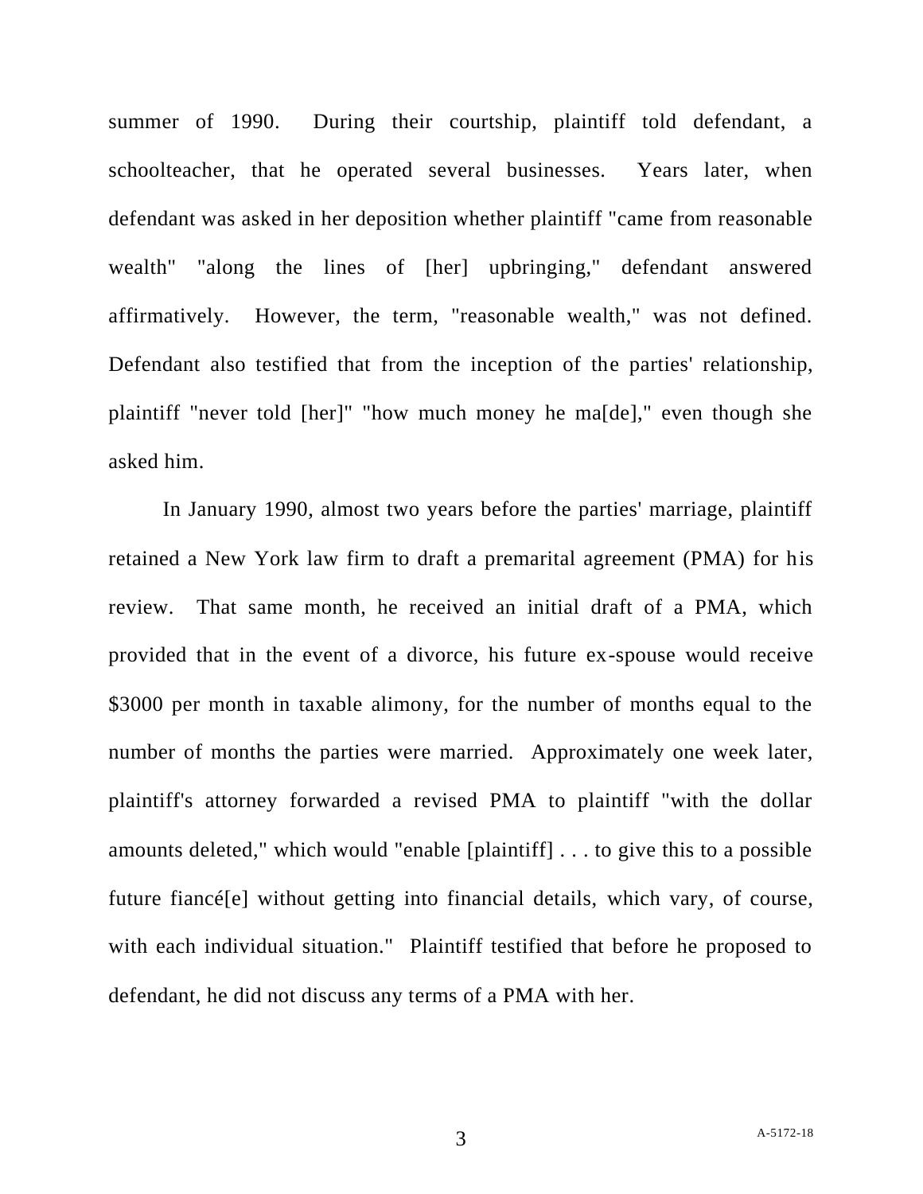summer of 1990. During their courtship, plaintiff told defendant, a schoolteacher, that he operated several businesses. Years later, when defendant was asked in her deposition whether plaintiff "came from reasonable wealth" "along the lines of [her] upbringing," defendant answered affirmatively. However, the term, "reasonable wealth," was not defined. Defendant also testified that from the inception of the parties' relationship, plaintiff "never told [her]" "how much money he ma[de]," even though she asked him.

In January 1990, almost two years before the parties' marriage, plaintiff retained a New York law firm to draft a premarital agreement (PMA) for his review. That same month, he received an initial draft of a PMA, which provided that in the event of a divorce, his future ex-spouse would receive $3000 per month in taxable alimony, for the number of months equal to the number of months the parties were married. Approximately one week later, plaintiff's attorney forwarded a revised PMA to plaintiff "with the dollar amounts deleted," which would "enable [plaintiff] . . . to give this to a possible future fiancé[e] without getting into financial details, which vary, of course, with each individual situation." Plaintiff testified that before he proposed to defendant, he did not discuss any terms of a PMA with her.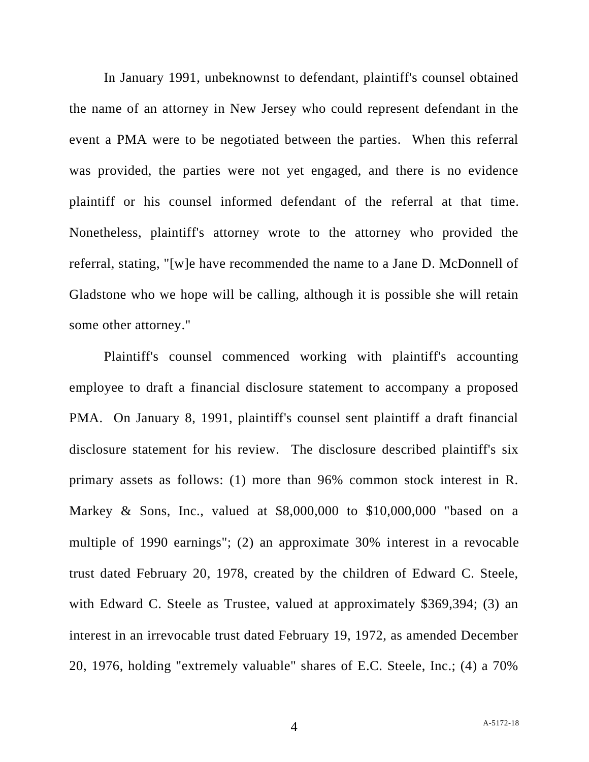In January 1991, unbeknownst to defendant, plaintiff's counsel obtained the name of an attorney in New Jersey who could represent defendant in the event a PMA were to be negotiated between the parties. When this referral was provided, the parties were not yet engaged, and there is no evidence plaintiff or his counsel informed defendant of the referral at that time. Nonetheless, plaintiff's attorney wrote to the attorney who provided the referral, stating, "[w]e have recommended the name to a Jane D. McDonnell of Gladstone who we hope will be calling, although it is possible she will retain some other attorney."

Plaintiff's counsel commenced working with plaintiff's accounting employee to draft a financial disclosure statement to accompany a proposed PMA. On January 8, 1991, plaintiff's counsel sent plaintiff a draft financial disclosure statement for his review. The disclosure described plaintiff's six primary assets as follows: (1) more than 96% common stock interest in R. Markey & Sons, Inc., valued at $8,000,000 to $10,000,000 "based on a multiple of 1990 earnings"; (2) an approximate 30% interest in a revocable trust dated February 20, 1978, created by the children of Edward C. Steele, with Edward C. Steele as Trustee, valued at approximately $369,394; (3) an interest in an irrevocable trust dated February 19, 1972, as amended December 20, 1976, holding "extremely valuable" shares of E.C. Steele, Inc.; (4) a 70%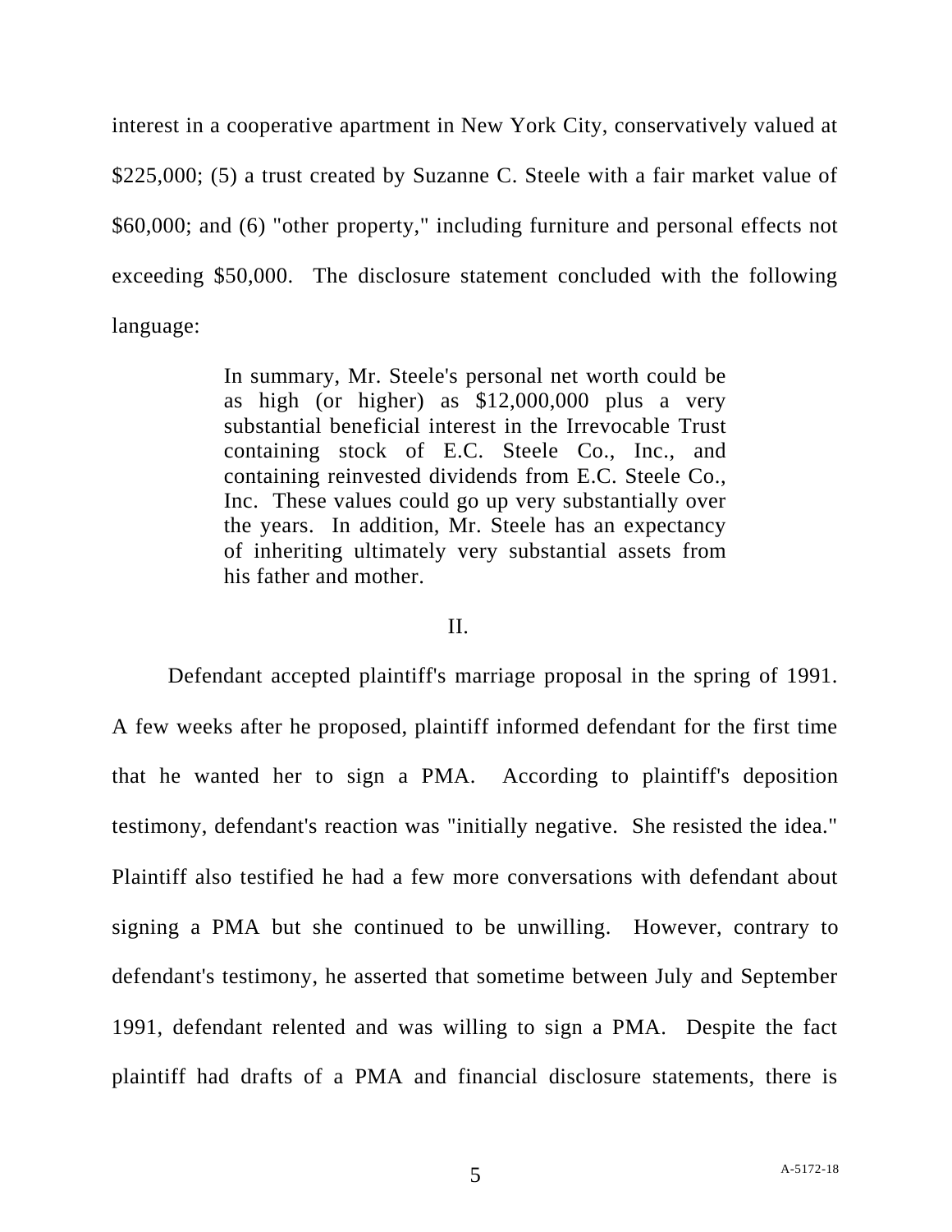interest in a cooperative apartment in New York City, conservatively valued at $225,000; (5) a trust created by Suzanne C. Steele with a fair market value of $60,000; and (6) "other property," including furniture and personal effects not exceeding $50,000. The disclosure statement concluded with the following language:

> In summary, Mr. Steele's personal net worth could be as high (or higher) as $12,000,000 plus a very substantial beneficial interest in the Irrevocable Trust containing stock of E.C. Steele Co., Inc., and containing reinvested dividends from E.C. Steele Co., Inc. These values could go up very substantially over the years. In addition, Mr. Steele has an expectancy of inheriting ultimately very substantial assets from his father and mother.

## II.

Defendant accepted plaintiff's marriage proposal in the spring of 1991. A few weeks after he proposed, plaintiff informed defendant for the first time that he wanted her to sign a PMA. According to plaintiff's deposition testimony, defendant's reaction was "initially negative. She resisted the idea." Plaintiff also testified he had a few more conversations with defendant about signing a PMA but she continued to be unwilling. However, contrary to defendant's testimony, he asserted that sometime between July and September 1991, defendant relented and was willing to sign a PMA. Despite the fact plaintiff had drafts of a PMA and financial disclosure statements, there is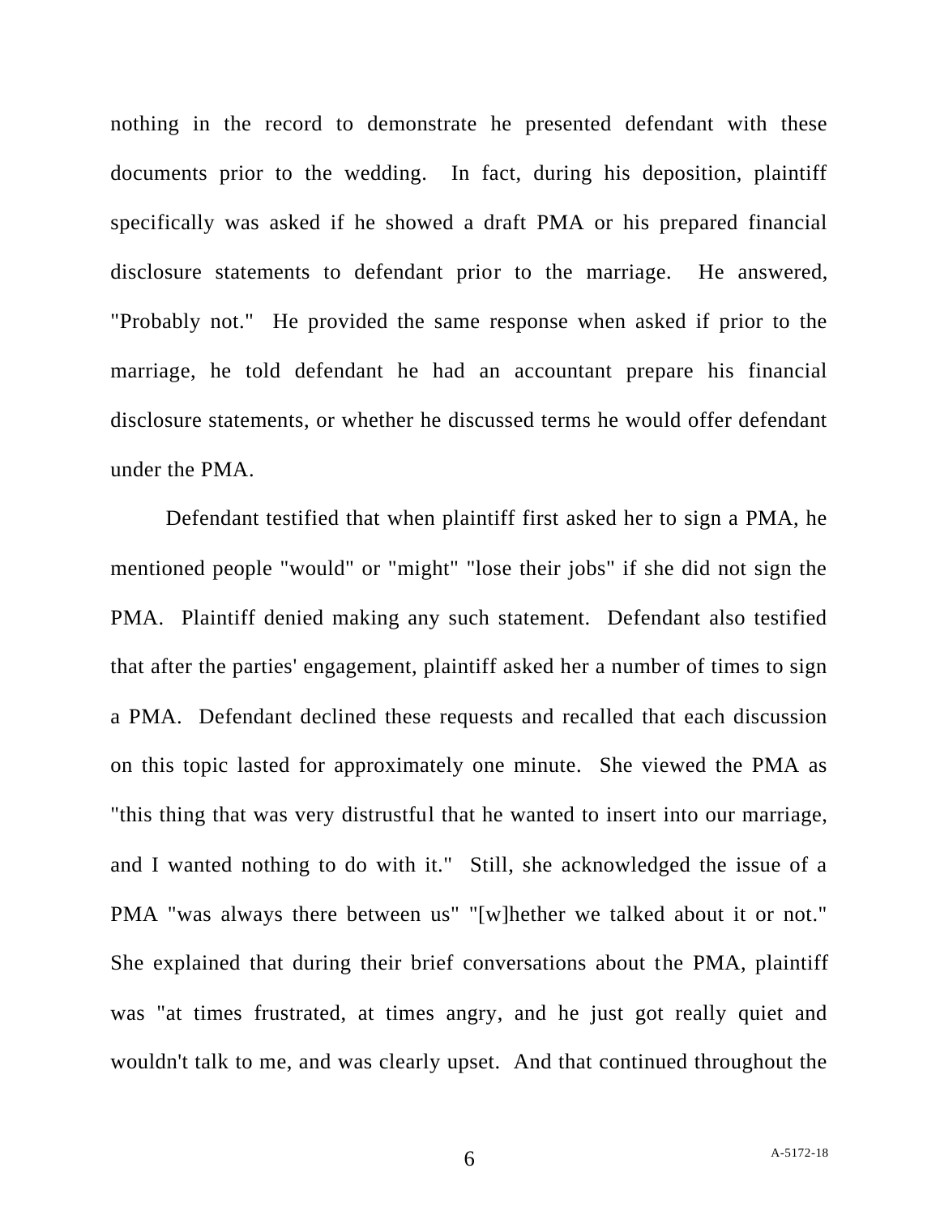nothing in the record to demonstrate he presented defendant with these documents prior to the wedding. In fact, during his deposition, plaintiff specifically was asked if he showed a draft PMA or his prepared financial disclosure statements to defendant prior to the marriage. He answered, "Probably not." He provided the same response when asked if prior to the marriage, he told defendant he had an accountant prepare his financial disclosure statements, or whether he discussed terms he would offer defendant under the PMA.

Defendant testified that when plaintiff first asked her to sign a PMA, he mentioned people "would" or "might" "lose their jobs" if she did not sign the PMA. Plaintiff denied making any such statement. Defendant also testified that after the parties' engagement, plaintiff asked her a number of times to sign a PMA. Defendant declined these requests and recalled that each discussion on this topic lasted for approximately one minute. She viewed the PMA as "this thing that was very distrustful that he wanted to insert into our marriage, and I wanted nothing to do with it." Still, she acknowledged the issue of a PMA "was always there between us" "[w]hether we talked about it or not." She explained that during their brief conversations about the PMA, plaintiff was "at times frustrated, at times angry, and he just got really quiet and wouldn't talk to me, and was clearly upset. And that continued throughout the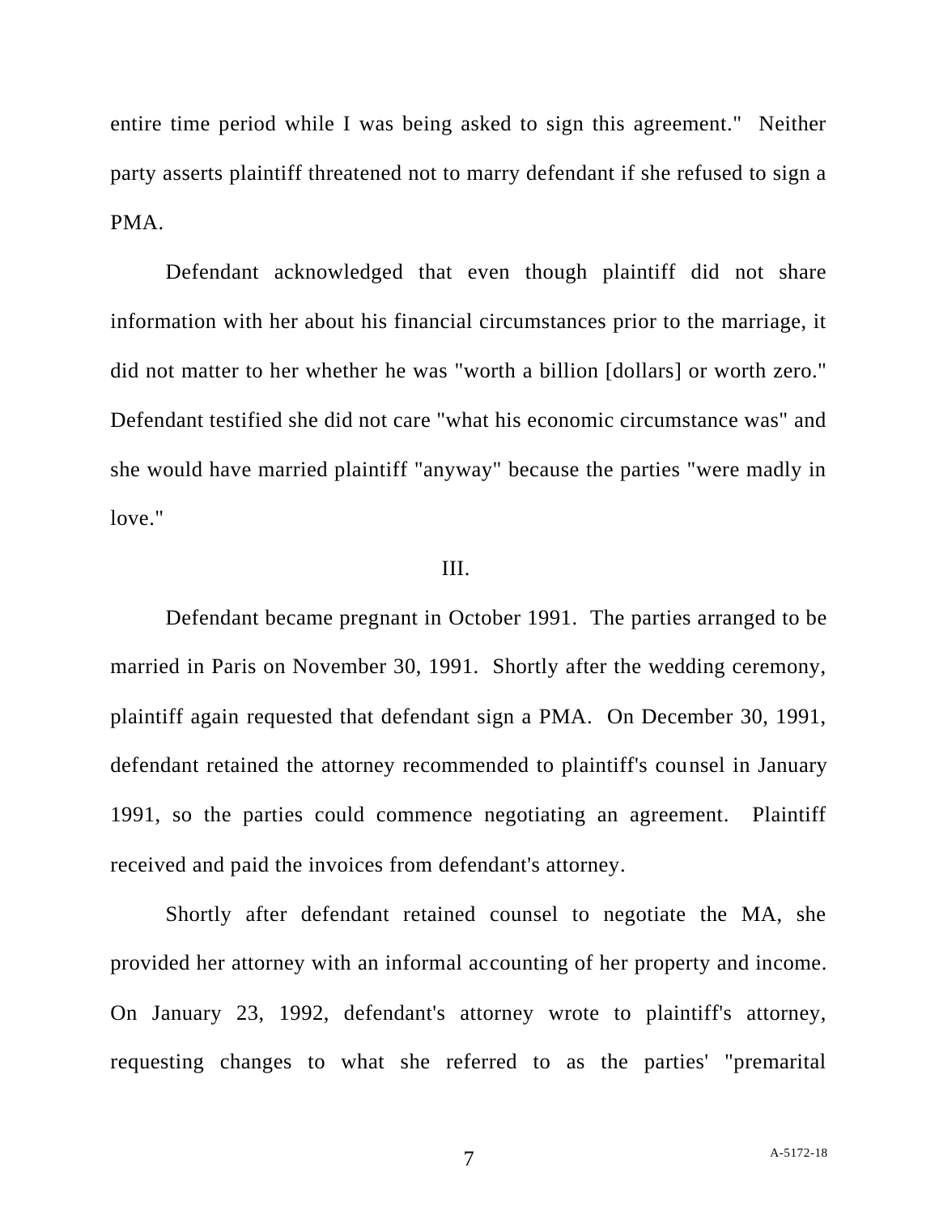entire time period while I was being asked to sign this agreement." Neither party asserts plaintiff threatened not to marry defendant if she refused to sign a PMA.

Defendant acknowledged that even though plaintiff did not share information with her about his financial circumstances prior to the marriage, it did not matter to her whether he was "worth a billion [dollars] or worth zero." Defendant testified she did not care "what his economic circumstance was" and she would have married plaintiff "anyway" because the parties "were madly in love."

III.

Defendant became pregnant in October 1991. The parties arranged to be married in Paris on November 30, 1991. Shortly after the wedding ceremony, plaintiff again requested that defendant sign a PMA. On December 30, 1991, defendant retained the attorney recommended to plaintiff's counsel in January 1991, so the parties could commence negotiating an agreement. Plaintiff received and paid the invoices from defendant's attorney.

Shortly after defendant retained counsel to negotiate the MA, she provided her attorney with an informal accounting of her property and income. On January 23, 1992, defendant's attorney wrote to plaintiff's attorney, requesting changes to what she referred to as the parties' "premarital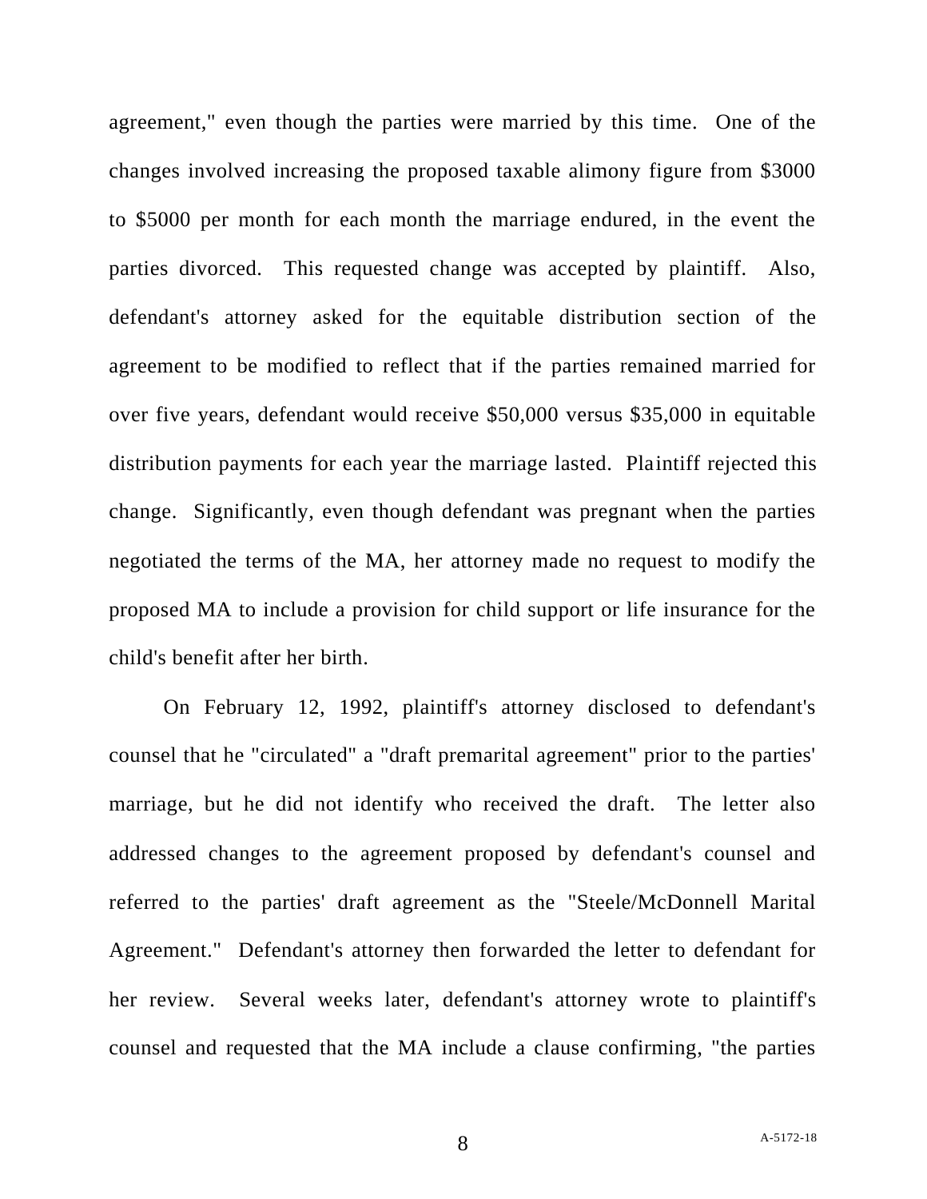agreement," even though the parties were married by this time. One of the changes involved increasing the proposed taxable alimony figure from $3000 to $5000 per month for each month the marriage endured, in the event the parties divorced. This requested change was accepted by plaintiff. Also, defendant's attorney asked for the equitable distribution section of the agreement to be modified to reflect that if the parties remained married for over five years, defendant would receive $50,000 versus $35,000 in equitable distribution payments for each year the marriage lasted. Plaintiff rejected this change. Significantly, even though defendant was pregnant when the parties negotiated the terms of the MA, her attorney made no request to modify the proposed MA to include a provision for child support or life insurance for the child's benefit after her birth.

On February 12, 1992, plaintiff's attorney disclosed to defendant's counsel that he "circulated" a "draft premarital agreement" prior to the parties' marriage, but he did not identify who received the draft. The letter also addressed changes to the agreement proposed by defendant's counsel and referred to the parties' draft agreement as the "Steele/McDonnell Marital Agreement." Defendant's attorney then forwarded the letter to defendant for her review. Several weeks later, defendant's attorney wrote to plaintiff's counsel and requested that the MA include a clause confirming, "the parties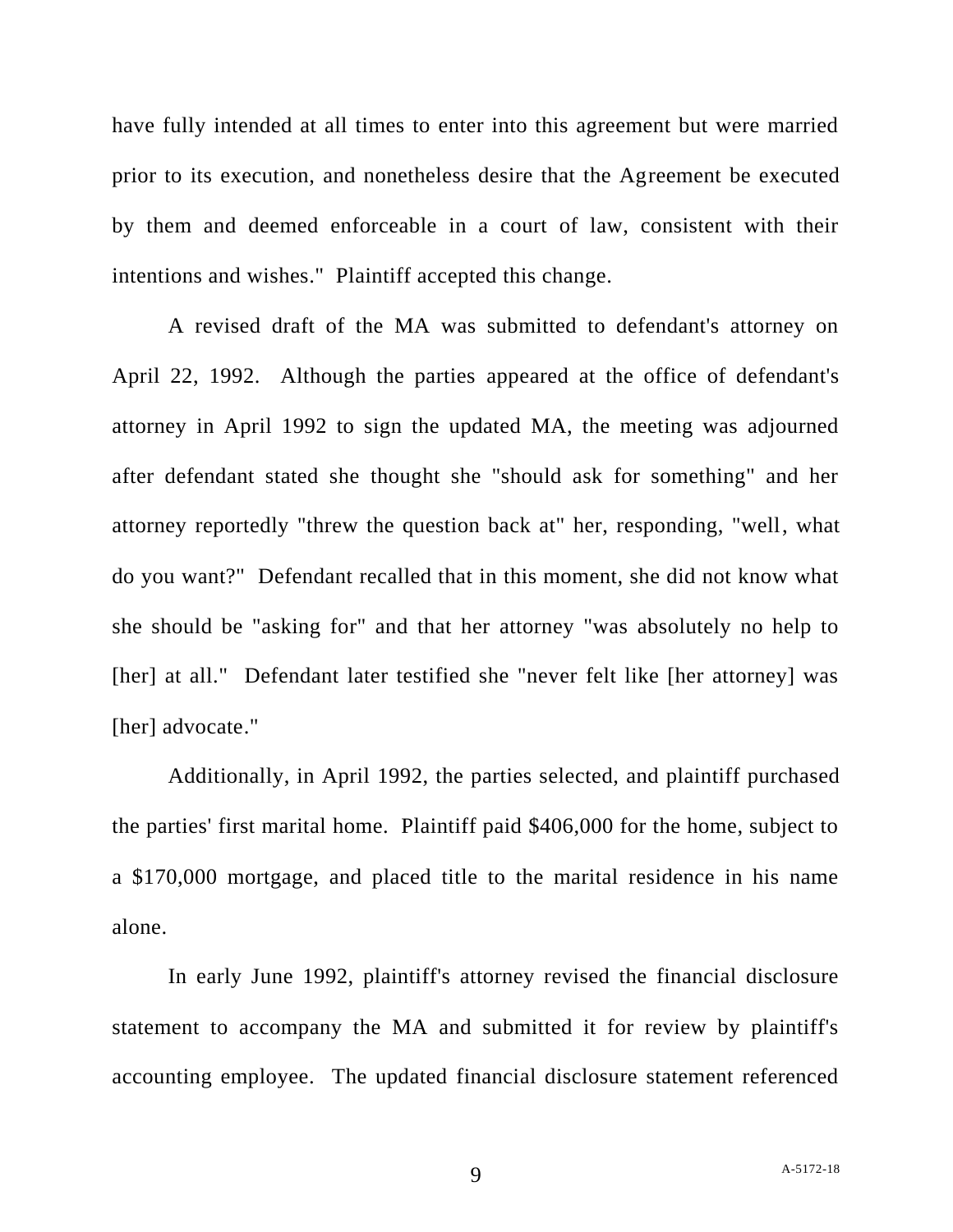have fully intended at all times to enter into this agreement but were married prior to its execution, and nonetheless desire that the Agreement be executed by them and deemed enforceable in a court of law, consistent with their intentions and wishes." Plaintiff accepted this change.

A revised draft of the MA was submitted to defendant's attorney on April 22, 1992. Although the parties appeared at the office of defendant's attorney in April 1992 to sign the updated MA, the meeting was adjourned after defendant stated she thought she "should ask for something" and her attorney reportedly "threw the question back at" her, responding, "well, what do you want?" Defendant recalled that in this moment, she did not know what she should be "asking for" and that her attorney "was absolutely no help to [her] at all." Defendant later testified she "never felt like [her attorney] was [her] advocate."

Additionally, in April 1992, the parties selected, and plaintiff purchased the parties' first marital home. Plaintiff paid $406,000 for the home, subject to a $170,000 mortgage, and placed title to the marital residence in his name alone.

In early June 1992, plaintiff's attorney revised the financial disclosure statement to accompany the MA and submitted it for review by plaintiff's accounting employee. The updated financial disclosure statement referenced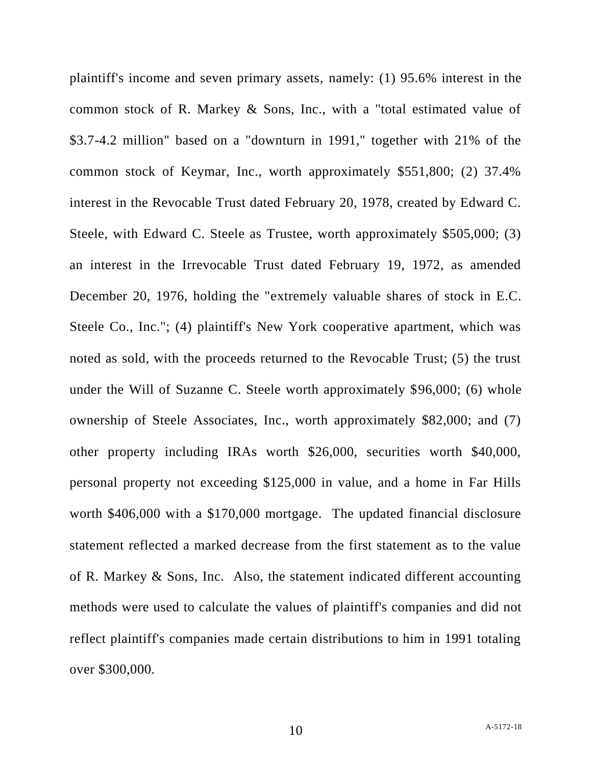plaintiff's income and seven primary assets, namely: (1) 95.6% interest in the common stock of R. Markey & Sons, Inc., with a "total estimated value of $3.7-4.2 million" based on a "downturn in 1991," together with 21% of the common stock of Keymar, Inc., worth approximately $551,800; (2) 37.4% interest in the Revocable Trust dated February 20, 1978, created by Edward C. Steele, with Edward C. Steele as Trustee, worth approximately $505,000; (3) an interest in the Irrevocable Trust dated February 19, 1972, as amended December 20, 1976, holding the "extremely valuable shares of stock in E.C. Steele Co., Inc."; (4) plaintiff's New York cooperative apartment, which was noted as sold, with the proceeds returned to the Revocable Trust; (5) the trust under the Will of Suzanne C. Steele worth approximately $96,000; (6) whole ownership of Steele Associates, Inc., worth approximately $82,000; and (7) other property including IRAs worth $26,000, securities worth $40,000, personal property not exceeding $125,000 in value, and a home in Far Hills worth $406,000 with a $170,000 mortgage. The updated financial disclosure statement reflected a marked decrease from the first statement as to the value of R. Markey & Sons, Inc. Also, the statement indicated different accounting methods were used to calculate the values of plaintiff's companies and did not reflect plaintiff's companies made certain distributions to him in 1991 totaling over $300,000.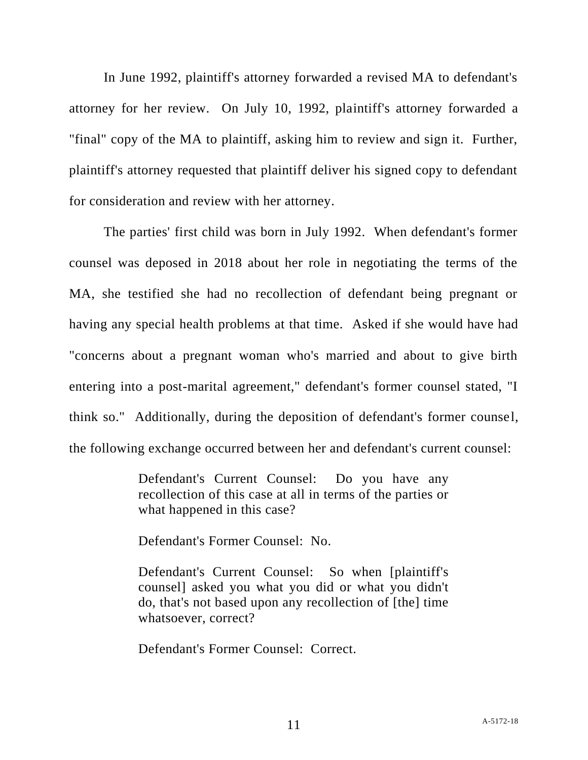In June 1992, plaintiff's attorney forwarded a revised MA to defendant's attorney for her review. On July 10, 1992, plaintiff's attorney forwarded a "final" copy of the MA to plaintiff, asking him to review and sign it. Further, plaintiff's attorney requested that plaintiff deliver his signed copy to defendant for consideration and review with her attorney.

The parties' first child was born in July 1992. When defendant's former counsel was deposed in 2018 about her role in negotiating the terms of the MA, she testified she had no recollection of defendant being pregnant or having any special health problems at that time. Asked if she would have had "concerns about a pregnant woman who's married and about to give birth entering into a post-marital agreement," defendant's former counsel stated, "I think so." Additionally, during the deposition of defendant's former counsel, the following exchange occurred between her and defendant's current counsel:

> Defendant's Current Counsel: Do you have any recollection of this case at all in terms of the parties or what happened in this case?
>
> Defendant's Former Counsel: No.
>
> Defendant's Current Counsel: So when [plaintiff's counsel] asked you what you did or what you didn't do, that's not based upon any recollection of [the] time whatsoever, correct?
>
> Defendant's Former Counsel: Correct.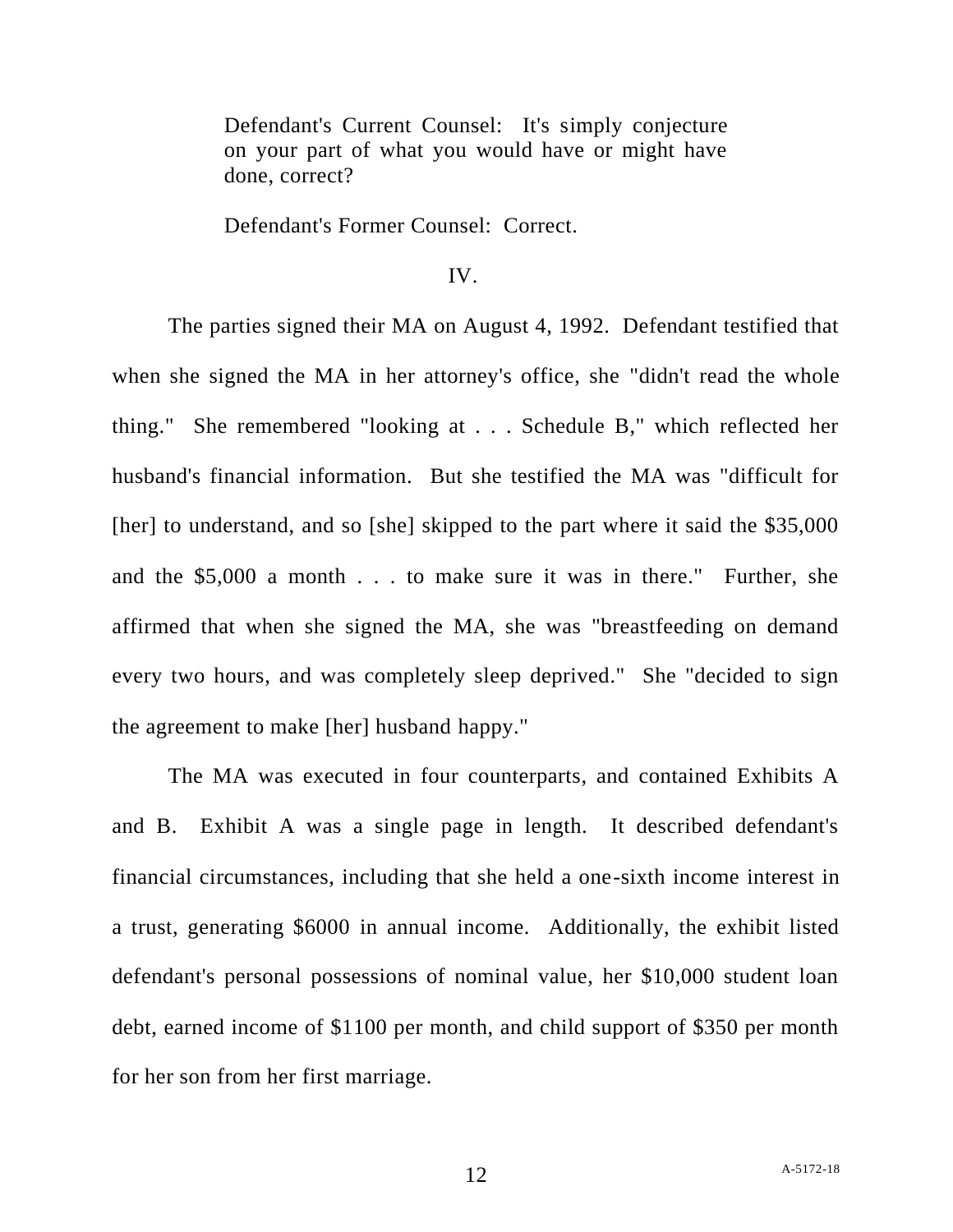> Defendant's Current Counsel: It's simply conjecture on your part of what you would have or might have done, correct?
>
> Defendant's Former Counsel: Correct.

IV.

The parties signed their MA on August 4, 1992. Defendant testified that when she signed the MA in her attorney's office, she "didn't read the whole thing." She remembered "looking at . . . Schedule B," which reflected her husband's financial information. But she testified the MA was "difficult for [her] to understand, and so [she] skipped to the part where it said the $35,000 and the $5,000 a month . . . to make sure it was in there." Further, she affirmed that when she signed the MA, she was "breastfeeding on demand every two hours, and was completely sleep deprived." She "decided to sign the agreement to make [her] husband happy."

The MA was executed in four counterparts, and contained Exhibits A and B. Exhibit A was a single page in length. It described defendant's financial circumstances, including that she held a one-sixth income interest in a trust, generating $6000 in annual income. Additionally, the exhibit listed defendant's personal possessions of nominal value, her $10,000 student loan debt, earned income of $1100 per month, and child support of $350 per month for her son from her first marriage.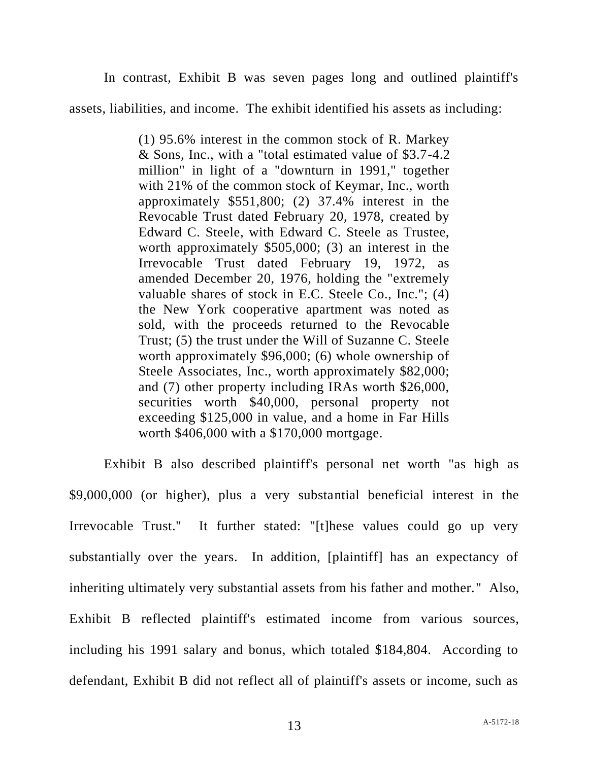In contrast, Exhibit B was seven pages long and outlined plaintiff's assets, liabilities, and income. The exhibit identified his assets as including:

> (1) 95.6% interest in the common stock of R. Markey & Sons, Inc., with a "total estimated value of $3.7-4.2 million" in light of a "downturn in 1991," together with 21% of the common stock of Keymar, Inc., worth approximately $551,800; (2) 37.4% interest in the Revocable Trust dated February 20, 1978, created by Edward C. Steele, with Edward C. Steele as Trustee, worth approximately $505,000; (3) an interest in the Irrevocable Trust dated February 19, 1972, as amended December 20, 1976, holding the "extremely valuable shares of stock in E.C. Steele Co., Inc."; (4) the New York cooperative apartment was noted as sold, with the proceeds returned to the Revocable Trust; (5) the trust under the Will of Suzanne C. Steele worth approximately $96,000; (6) whole ownership of Steele Associates, Inc., worth approximately $82,000; and (7) other property including IRAs worth $26,000, securities worth $40,000, personal property not exceeding $125,000 in value, and a home in Far Hills worth $406,000 with a $170,000 mortgage.

Exhibit B also described plaintiff's personal net worth "as high as $9,000,000 (or higher), plus a very substantial beneficial interest in the Irrevocable Trust." It further stated: "[t]hese values could go up very substantially over the years. In addition, [plaintiff] has an expectancy of inheriting ultimately very substantial assets from his father and mother." Also, Exhibit B reflected plaintiff's estimated income from various sources, including his 1991 salary and bonus, which totaled $184,804. According to defendant, Exhibit B did not reflect all of plaintiff's assets or income, such as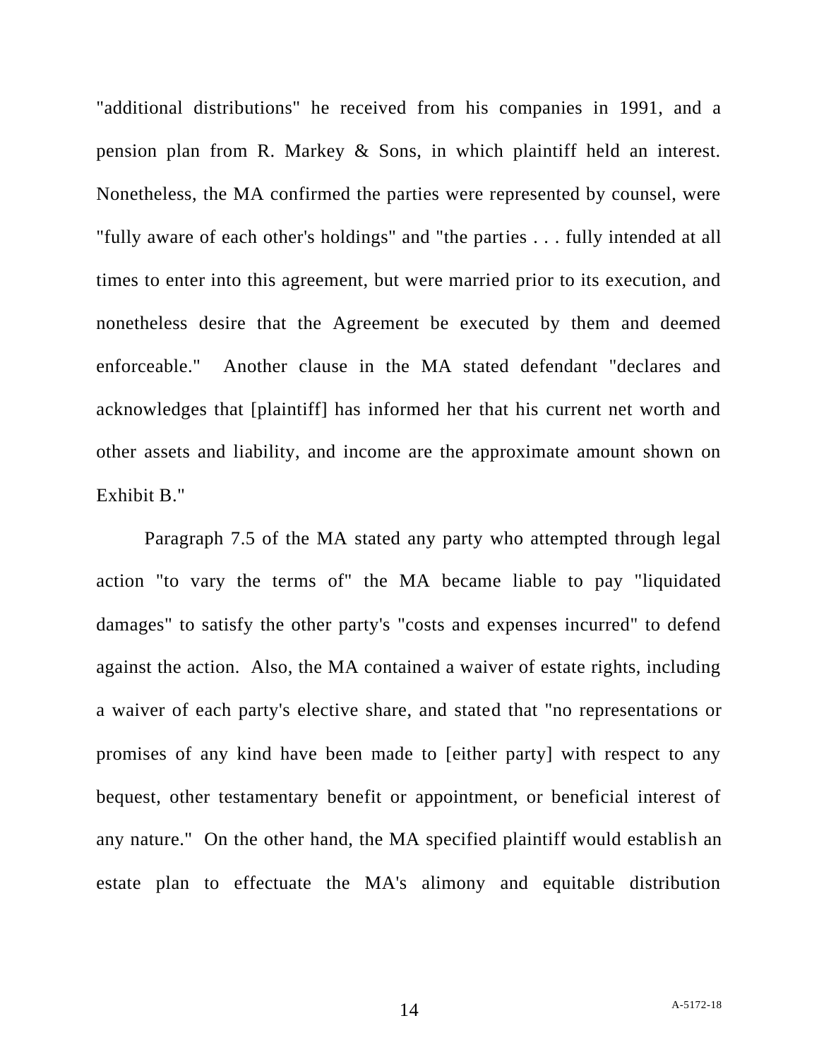"additional distributions" he received from his companies in 1991, and a pension plan from R. Markey & Sons, in which plaintiff held an interest. Nonetheless, the MA confirmed the parties were represented by counsel, were "fully aware of each other's holdings" and "the parties . . . fully intended at all times to enter into this agreement, but were married prior to its execution, and nonetheless desire that the Agreement be executed by them and deemed enforceable." Another clause in the MA stated defendant "declares and acknowledges that [plaintiff] has informed her that his current net worth and other assets and liability, and income are the approximate amount shown on Exhibit B."

Paragraph 7.5 of the MA stated any party who attempted through legal action "to vary the terms of" the MA became liable to pay "liquidated damages" to satisfy the other party's "costs and expenses incurred" to defend against the action. Also, the MA contained a waiver of estate rights, including a waiver of each party's elective share, and stated that "no representations or promises of any kind have been made to [either party] with respect to any bequest, other testamentary benefit or appointment, or beneficial interest of any nature." On the other hand, the MA specified plaintiff would establish an estate plan to effectuate the MA's alimony and equitable distribution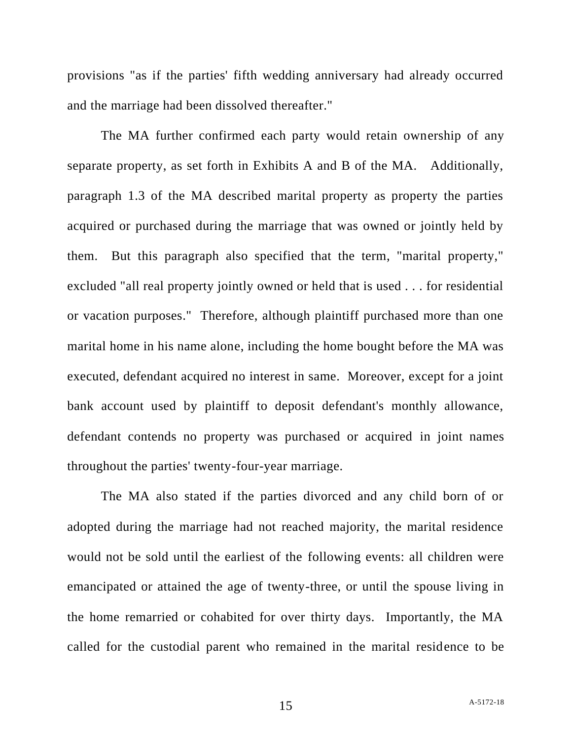provisions "as if the parties' fifth wedding anniversary had already occurred and the marriage had been dissolved thereafter."

The MA further confirmed each party would retain ownership of any separate property, as set forth in Exhibits A and B of the MA. Additionally, paragraph 1.3 of the MA described marital property as property the parties acquired or purchased during the marriage that was owned or jointly held by them. But this paragraph also specified that the term, "marital property," excluded "all real property jointly owned or held that is used . . . for residential or vacation purposes." Therefore, although plaintiff purchased more than one marital home in his name alone, including the home bought before the MA was executed, defendant acquired no interest in same. Moreover, except for a joint bank account used by plaintiff to deposit defendant's monthly allowance, defendant contends no property was purchased or acquired in joint names throughout the parties' twenty-four-year marriage.

The MA also stated if the parties divorced and any child born of or adopted during the marriage had not reached majority, the marital residence would not be sold until the earliest of the following events: all children were emancipated or attained the age of twenty-three, or until the spouse living in the home remarried or cohabited for over thirty days. Importantly, the MA called for the custodial parent who remained in the marital residence to be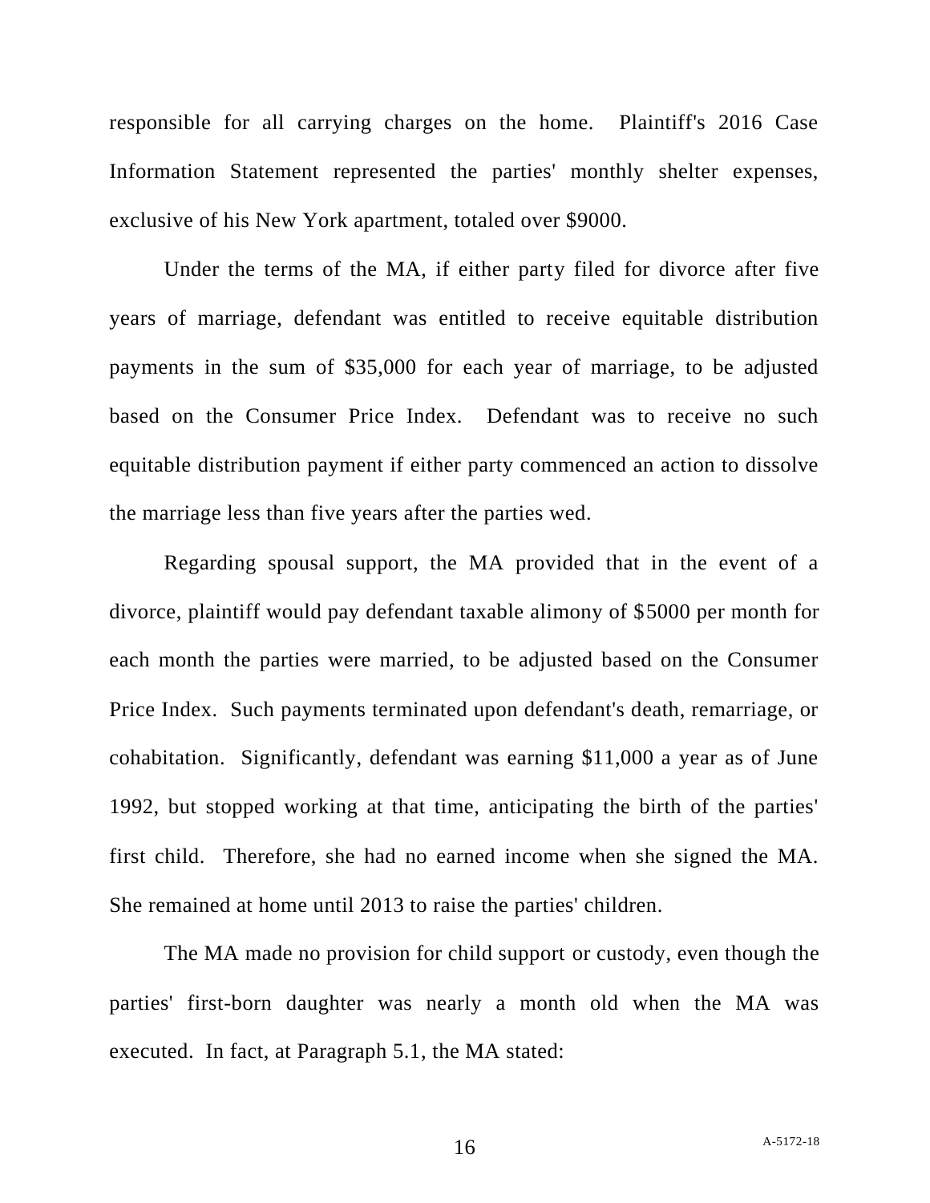responsible for all carrying charges on the home. Plaintiff's 2016 Case Information Statement represented the parties' monthly shelter expenses, exclusive of his New York apartment, totaled over $9000.

Under the terms of the MA, if either party filed for divorce after five years of marriage, defendant was entitled to receive equitable distribution payments in the sum of $35,000 for each year of marriage, to be adjusted based on the Consumer Price Index. Defendant was to receive no such equitable distribution payment if either party commenced an action to dissolve the marriage less than five years after the parties wed.

Regarding spousal support, the MA provided that in the event of a divorce, plaintiff would pay defendant taxable alimony of $5000 per month for each month the parties were married, to be adjusted based on the Consumer Price Index. Such payments terminated upon defendant's death, remarriage, or cohabitation. Significantly, defendant was earning $11,000 a year as of June 1992, but stopped working at that time, anticipating the birth of the parties' first child. Therefore, she had no earned income when she signed the MA. She remained at home until 2013 to raise the parties' children.

The MA made no provision for child support or custody, even though the parties' first-born daughter was nearly a month old when the MA was executed. In fact, at Paragraph 5.1, the MA stated: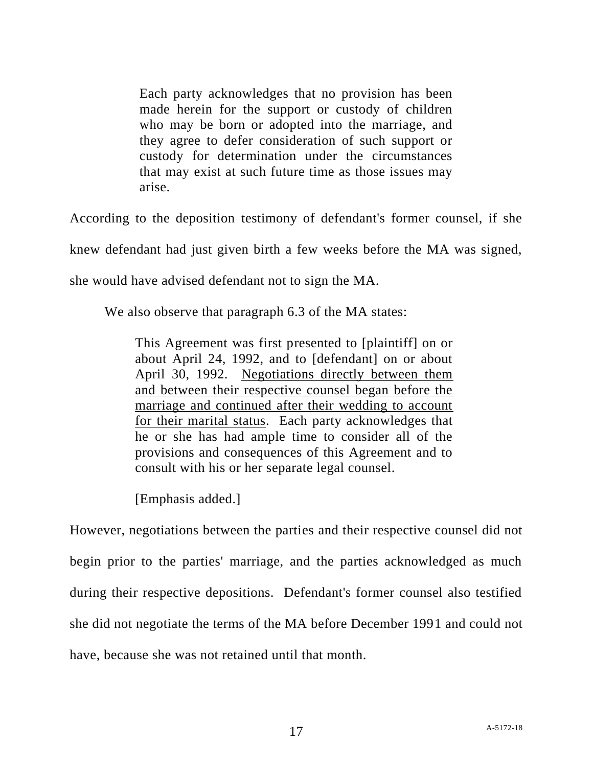> Each party acknowledges that no provision has been made herein for the support or custody of children who may be born or adopted into the marriage, and they agree to defer consideration of such support or custody for determination under the circumstances that may exist at such future time as those issues may arise.

According to the deposition testimony of defendant's former counsel, if she knew defendant had just given birth a few weeks before the MA was signed, she would have advised defendant not to sign the MA.

We also observe that paragraph 6.3 of the MA states:

> This Agreement was first presented to [plaintiff] on or about April 24, 1992, and to [defendant] on or about April 30, 1992. <u>Negotiations directly between them and between their respective counsel began before the marriage and continued after their wedding to account for their marital status</u>. Each party acknowledges that he or she has had ample time to consider all of the provisions and consequences of this Agreement and to consult with his or her separate legal counsel.
>
> [Emphasis added.]

However, negotiations between the parties and their respective counsel did not begin prior to the parties' marriage, and the parties acknowledged as much during their respective depositions. Defendant's former counsel also testified she did not negotiate the terms of the MA before December 1991 and could not have, because she was not retained until that month.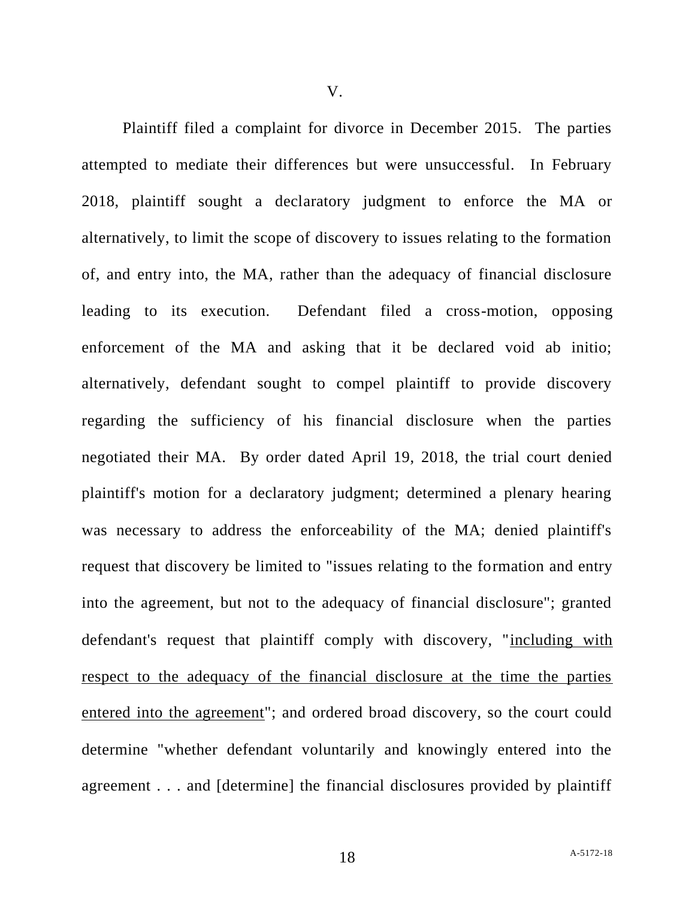V.

Plaintiff filed a complaint for divorce in December 2015. The parties attempted to mediate their differences but were unsuccessful. In February 2018, plaintiff sought a declaratory judgment to enforce the MA or alternatively, to limit the scope of discovery to issues relating to the formation of, and entry into, the MA, rather than the adequacy of financial disclosure leading to its execution. Defendant filed a cross-motion, opposing enforcement of the MA and asking that it be declared void ab initio; alternatively, defendant sought to compel plaintiff to provide discovery regarding the sufficiency of his financial disclosure when the parties negotiated their MA. By order dated April 19, 2018, the trial court denied plaintiff's motion for a declaratory judgment; determined a plenary hearing was necessary to address the enforceability of the MA; denied plaintiff's request that discovery be limited to "issues relating to the formation and entry into the agreement, but not to the adequacy of financial disclosure"; granted defendant's request that plaintiff comply with discovery, "<u>including with respect to the adequacy of the financial disclosure at the time the parties entered into the agreement</u>"; and ordered broad discovery, so the court could determine "whether defendant voluntarily and knowingly entered into the agreement . . . and [determine] the financial disclosures provided by plaintiff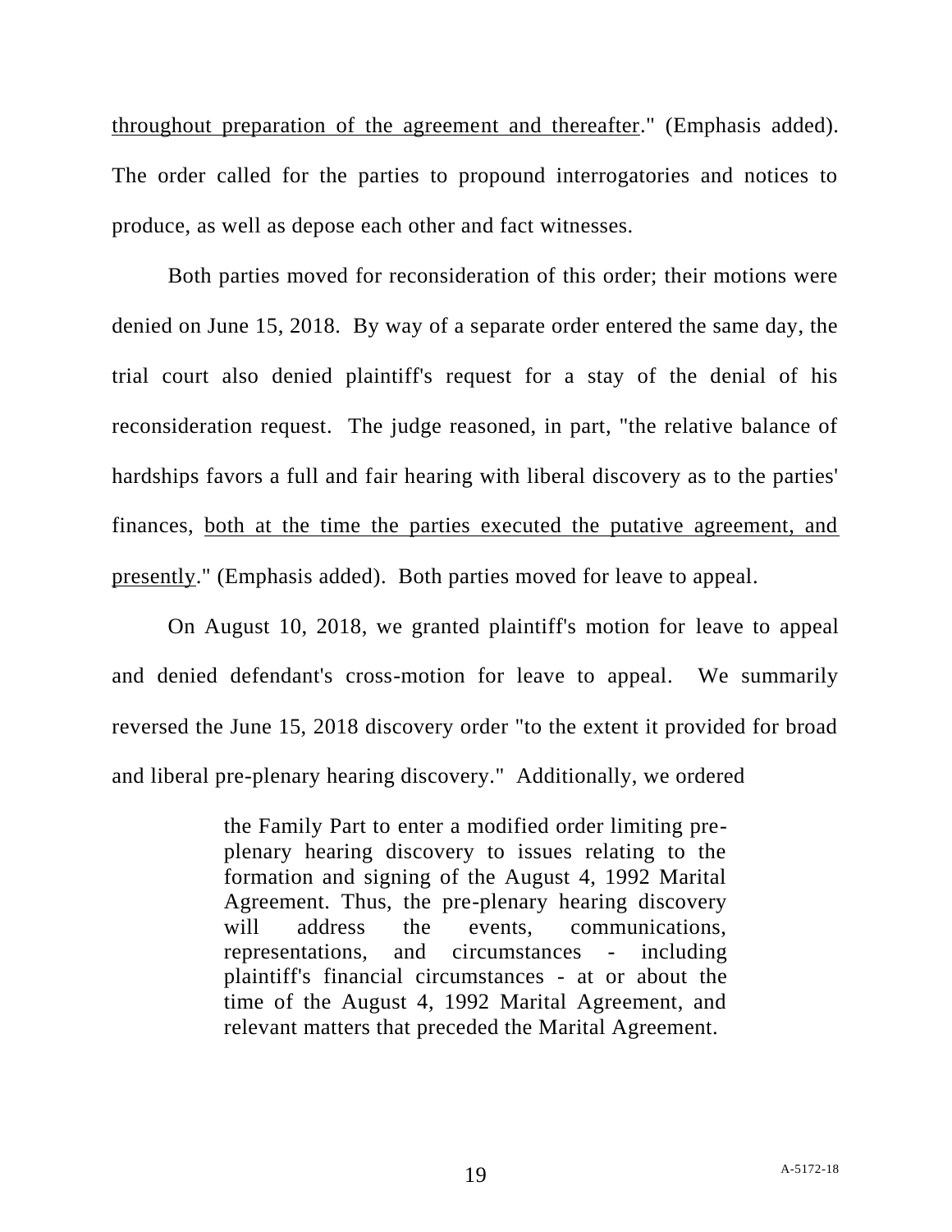throughout preparation of the agreement and thereafter." (Emphasis added). The order called for the parties to propound interrogatories and notices to produce, as well as depose each other and fact witnesses.

Both parties moved for reconsideration of this order; their motions were denied on June 15, 2018. By way of a separate order entered the same day, the trial court also denied plaintiff's request for a stay of the denial of his reconsideration request. The judge reasoned, in part, "the relative balance of hardships favors a full and fair hearing with liberal discovery as to the parties' finances, both at the time the parties executed the putative agreement, and presently." (Emphasis added). Both parties moved for leave to appeal.

On August 10, 2018, we granted plaintiff's motion for leave to appeal and denied defendant's cross-motion for leave to appeal. We summarily reversed the June 15, 2018 discovery order "to the extent it provided for broad and liberal pre-plenary hearing discovery." Additionally, we ordered

> the Family Part to enter a modified order limiting pre-plenary hearing discovery to issues relating to the formation and signing of the August 4, 1992 Marital Agreement. Thus, the pre-plenary hearing discovery will address the events, communications, representations, and circumstances - including plaintiff's financial circumstances - at or about the time of the August 4, 1992 Marital Agreement, and relevant matters that preceded the Marital Agreement.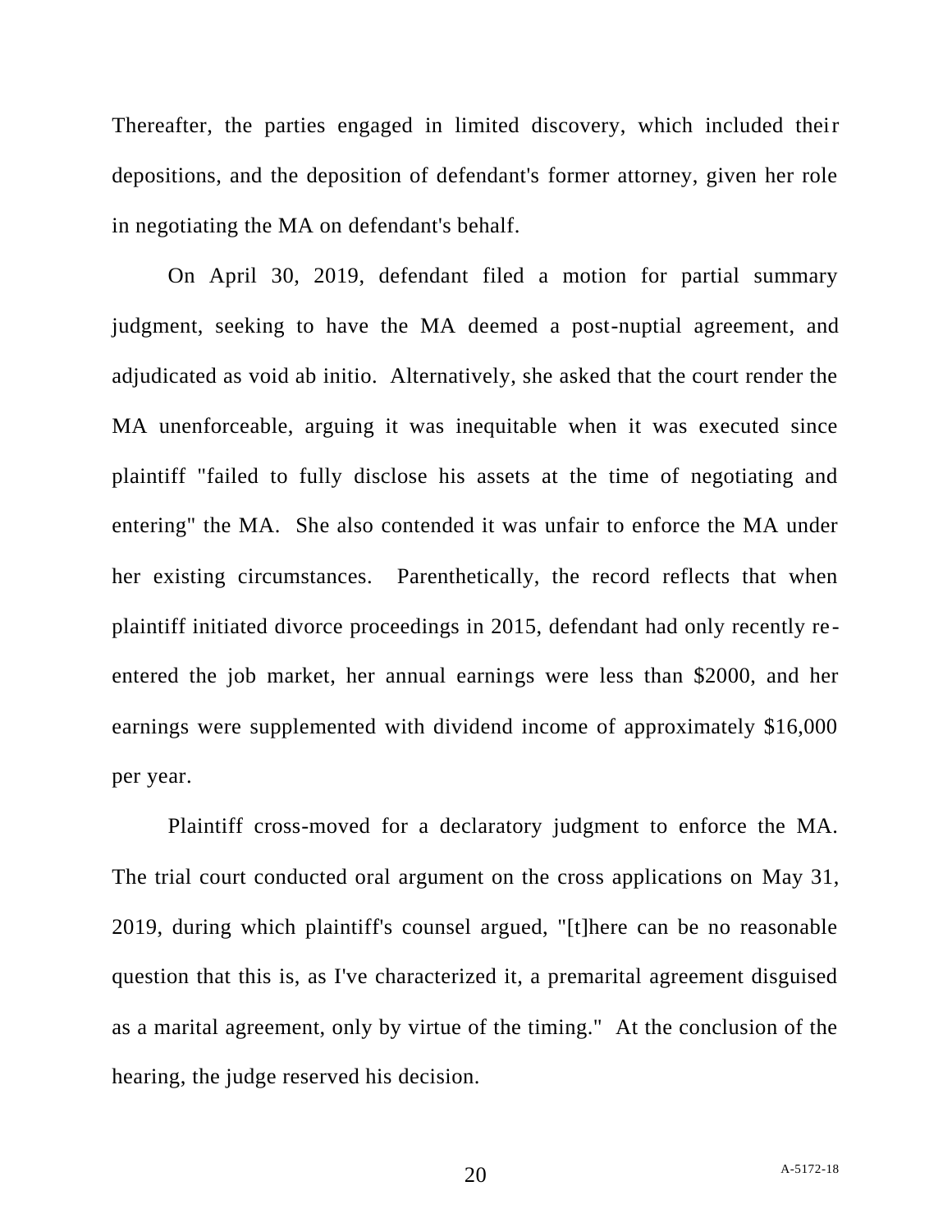Thereafter, the parties engaged in limited discovery, which included their depositions, and the deposition of defendant's former attorney, given her role in negotiating the MA on defendant's behalf.

On April 30, 2019, defendant filed a motion for partial summary judgment, seeking to have the MA deemed a post-nuptial agreement, and adjudicated as void ab initio. Alternatively, she asked that the court render the MA unenforceable, arguing it was inequitable when it was executed since plaintiff "failed to fully disclose his assets at the time of negotiating and entering" the MA. She also contended it was unfair to enforce the MA under her existing circumstances. Parenthetically, the record reflects that when plaintiff initiated divorce proceedings in 2015, defendant had only recently re-entered the job market, her annual earnings were less than $2000, and her earnings were supplemented with dividend income of approximately $16,000 per year.

Plaintiff cross-moved for a declaratory judgment to enforce the MA. The trial court conducted oral argument on the cross applications on May 31, 2019, during which plaintiff's counsel argued, "[t]here can be no reasonable question that this is, as I've characterized it, a premarital agreement disguised as a marital agreement, only by virtue of the timing." At the conclusion of the hearing, the judge reserved his decision.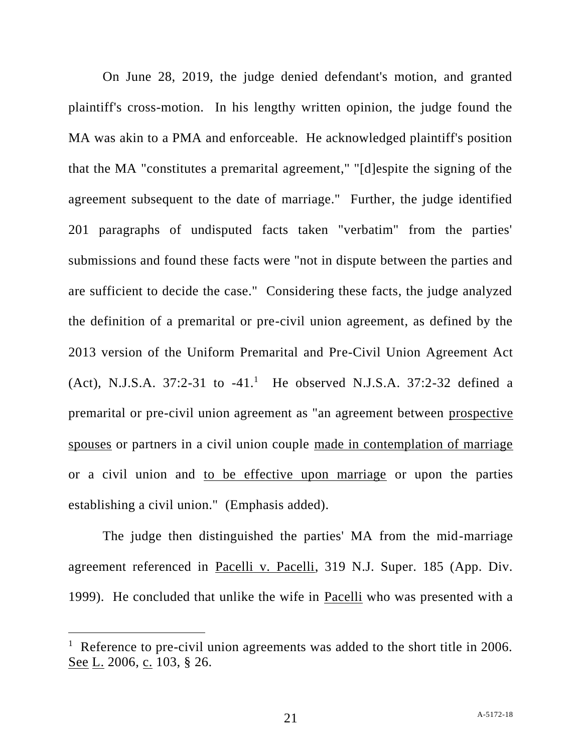On June 28, 2019, the judge denied defendant's motion, and granted plaintiff's cross-motion. In his lengthy written opinion, the judge found the MA was akin to a PMA and enforceable. He acknowledged plaintiff's position that the MA "constitutes a premarital agreement," "[d]espite the signing of the agreement subsequent to the date of marriage." Further, the judge identified 201 paragraphs of undisputed facts taken "verbatim" from the parties' submissions and found these facts were "not in dispute between the parties and are sufficient to decide the case." Considering these facts, the judge analyzed the definition of a premarital or pre-civil union agreement, as defined by the 2013 version of the Uniform Premarital and Pre-Civil Union Agreement Act (Act), N.J.S.A. 37:2-31 to -41.[1] He observed N.J.S.A. 37:2-32 defined a premarital or pre-civil union agreement as "an agreement between <u>prospective spouses</u> or partners in a civil union couple <u>made in contemplation of marriage</u> or a civil union and <u>to be effective upon marriage</u> or upon the parties establishing a civil union." (Emphasis added).

The judge then distinguished the parties' MA from the mid-marriage agreement referenced in <u>Pacelli v. Pacelli</u>, 319 N.J. Super. 185 (App. Div. 1999). He concluded that unlike the wife in <u>Pacelli</u> who was presented with a

---

[1] Reference to pre-civil union agreements was added to the short title in 2006. <u>See</u> <u>L.</u> 2006, <u>c.</u> 103, § 26.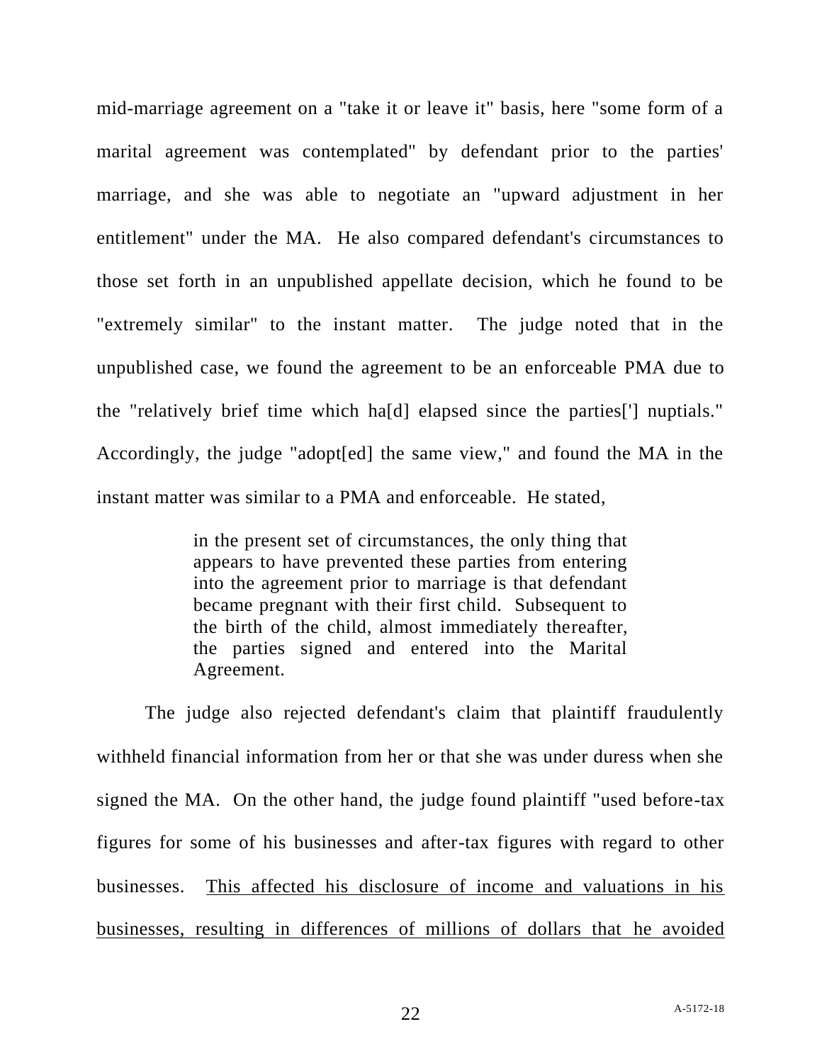mid-marriage agreement on a "take it or leave it" basis, here "some form of a marital agreement was contemplated" by defendant prior to the parties' marriage, and she was able to negotiate an "upward adjustment in her entitlement" under the MA. He also compared defendant's circumstances to those set forth in an unpublished appellate decision, which he found to be "extremely similar" to the instant matter. The judge noted that in the unpublished case, we found the agreement to be an enforceable PMA due to the "relatively brief time which ha[d] elapsed since the parties['] nuptials." Accordingly, the judge "adopt[ed] the same view," and found the MA in the instant matter was similar to a PMA and enforceable. He stated,

> in the present set of circumstances, the only thing that appears to have prevented these parties from entering into the agreement prior to marriage is that defendant became pregnant with their first child. Subsequent to the birth of the child, almost immediately thereafter, the parties signed and entered into the Marital Agreement.

The judge also rejected defendant's claim that plaintiff fraudulently withheld financial information from her or that she was under duress when she signed the MA. On the other hand, the judge found plaintiff "used before-tax figures for some of his businesses and after-tax figures with regard to other businesses. <u>This affected his disclosure of income and valuations in his businesses, resulting in differences of millions of dollars that he avoided</u>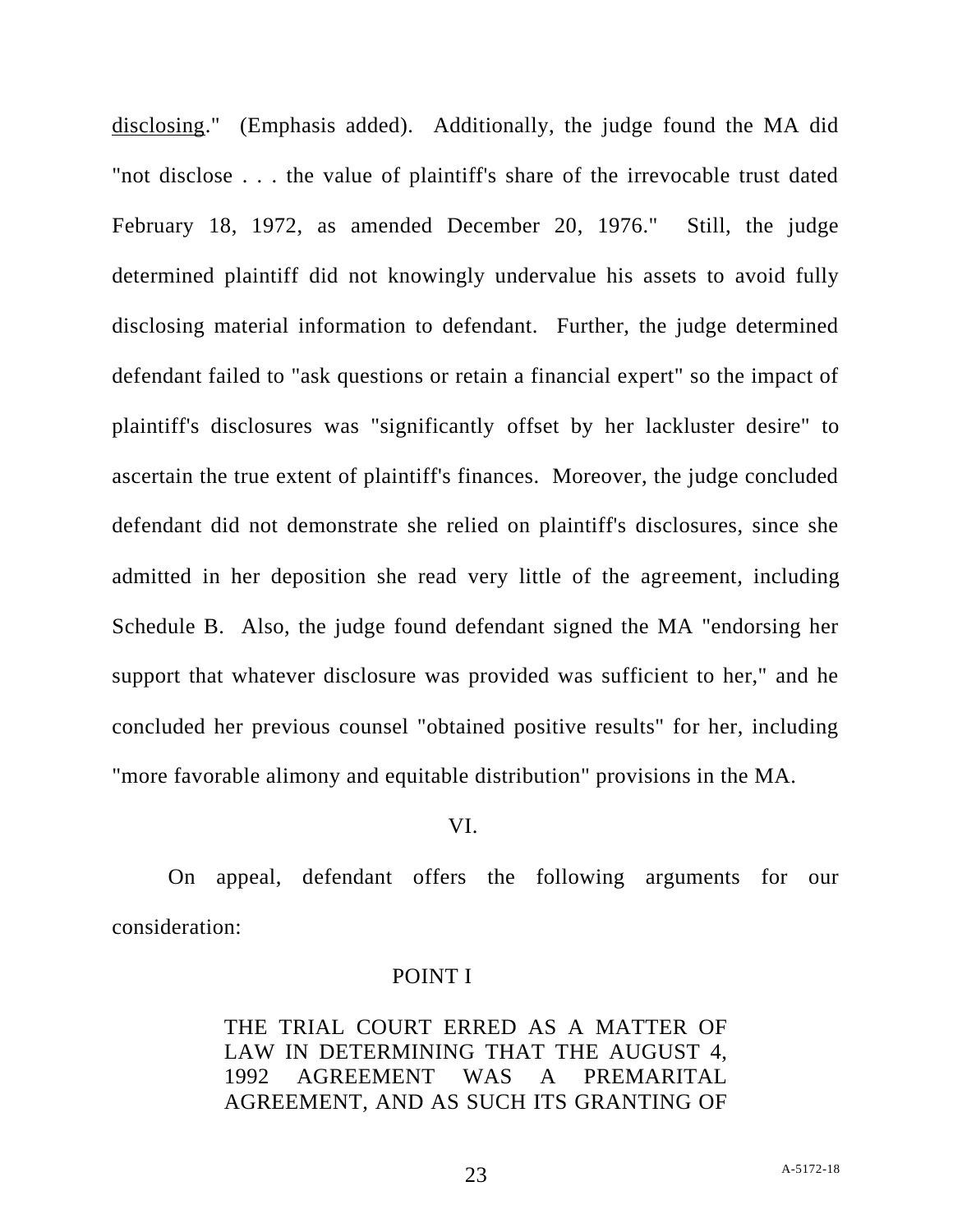disclosing." (Emphasis added). Additionally, the judge found the MA did "not disclose . . . the value of plaintiff's share of the irrevocable trust dated February 18, 1972, as amended December 20, 1976." Still, the judge determined plaintiff did not knowingly undervalue his assets to avoid fully disclosing material information to defendant. Further, the judge determined defendant failed to "ask questions or retain a financial expert" so the impact of plaintiff's disclosures was "significantly offset by her lackluster desire" to ascertain the true extent of plaintiff's finances. Moreover, the judge concluded defendant did not demonstrate she relied on plaintiff's disclosures, since she admitted in her deposition she read very little of the agreement, including Schedule B. Also, the judge found defendant signed the MA "endorsing her support that whatever disclosure was provided was sufficient to her," and he concluded her previous counsel "obtained positive results" for her, including "more favorable alimony and equitable distribution" provisions in the MA.

## VI.

On appeal, defendant offers the following arguments for our consideration:

POINT I

> THE TRIAL COURT ERRED AS A MATTER OF LAW IN DETERMINING THAT THE AUGUST 4, 1992 AGREEMENT WAS A PREMARITAL AGREEMENT, AND AS SUCH ITS GRANTING OF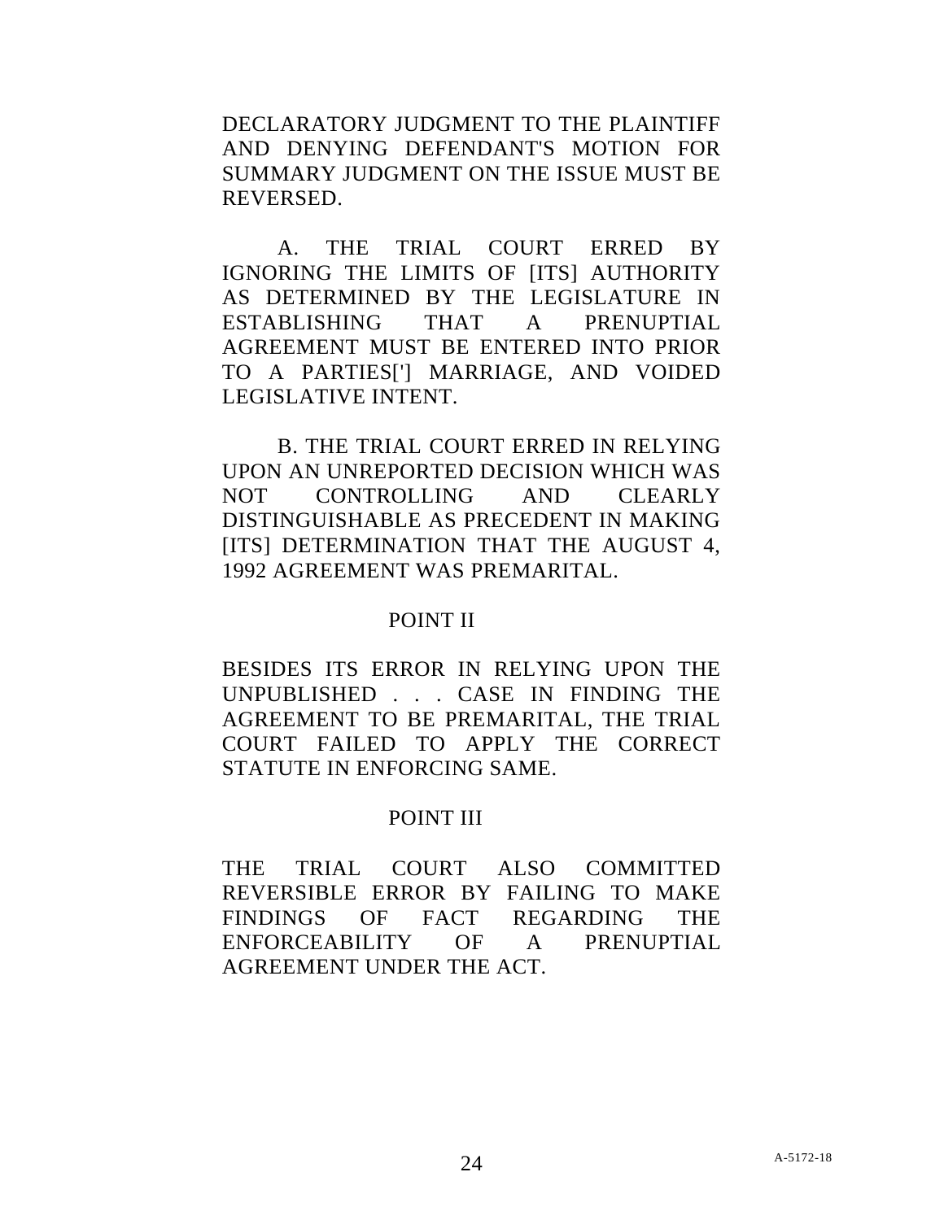DECLARATORY JUDGMENT TO THE PLAINTIFF AND DENYING DEFENDANT'S MOTION FOR SUMMARY JUDGMENT ON THE ISSUE MUST BE REVERSED.

A. THE TRIAL COURT ERRED BY IGNORING THE LIMITS OF [ITS] AUTHORITY AS DETERMINED BY THE LEGISLATURE IN ESTABLISHING THAT A PRENUPTIAL AGREEMENT MUST BE ENTERED INTO PRIOR TO A PARTIES['] MARRIAGE, AND VOIDED LEGISLATIVE INTENT.

B. THE TRIAL COURT ERRED IN RELYING UPON AN UNREPORTED DECISION WHICH WAS NOT CONTROLLING AND CLEARLY DISTINGUISHABLE AS PRECEDENT IN MAKING [ITS] DETERMINATION THAT THE AUGUST 4, 1992 AGREEMENT WAS PREMARITAL.

POINT II

BESIDES ITS ERROR IN RELYING UPON THE UNPUBLISHED . . . CASE IN FINDING THE AGREEMENT TO BE PREMARITAL, THE TRIAL COURT FAILED TO APPLY THE CORRECT STATUTE IN ENFORCING SAME.

POINT III

THE TRIAL COURT ALSO COMMITTED REVERSIBLE ERROR BY FAILING TO MAKE FINDINGS OF FACT REGARDING THE ENFORCEABILITY OF A PRENUPTIAL AGREEMENT UNDER THE ACT.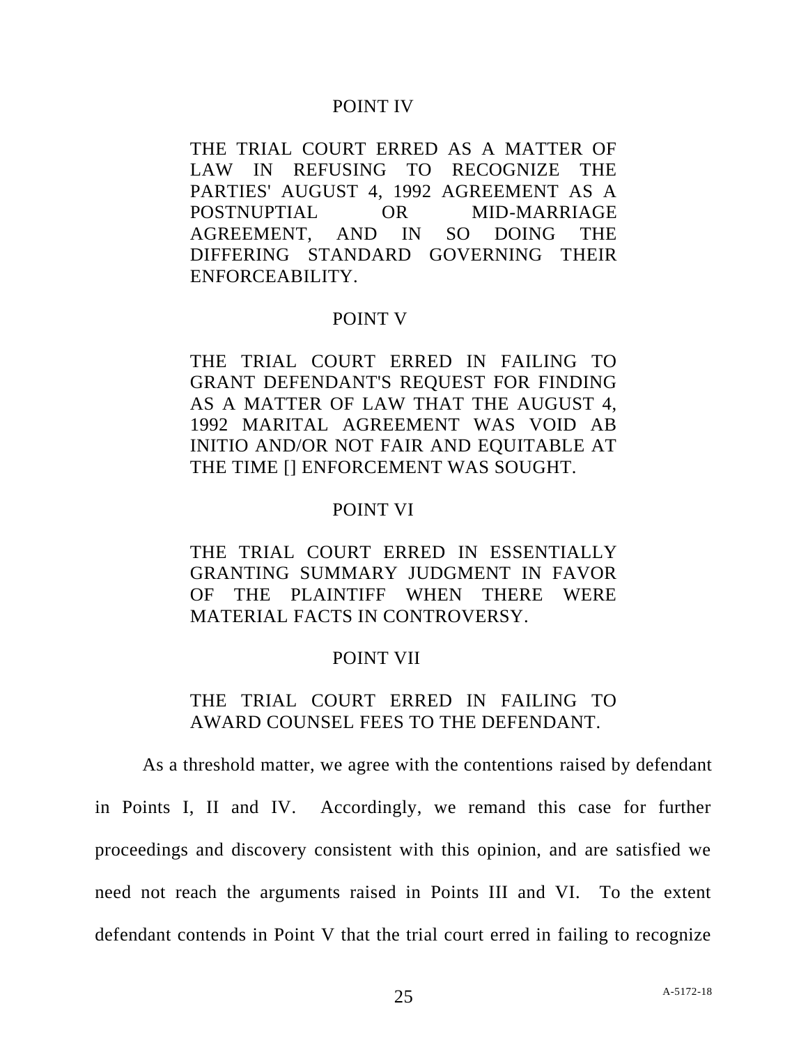POINT IV

THE TRIAL COURT ERRED AS A MATTER OF LAW IN REFUSING TO RECOGNIZE THE PARTIES' AUGUST 4, 1992 AGREEMENT AS A POSTNUPTIAL OR MID-MARRIAGE AGREEMENT, AND IN SO DOING THE DIFFERING STANDARD GOVERNING THEIR ENFORCEABILITY.

POINT V

THE TRIAL COURT ERRED IN FAILING TO GRANT DEFENDANT'S REQUEST FOR FINDING AS A MATTER OF LAW THAT THE AUGUST 4, 1992 MARITAL AGREEMENT WAS VOID AB INITIO AND/OR NOT FAIR AND EQUITABLE AT THE TIME [] ENFORCEMENT WAS SOUGHT.

POINT VI

THE TRIAL COURT ERRED IN ESSENTIALLY GRANTING SUMMARY JUDGMENT IN FAVOR OF THE PLAINTIFF WHEN THERE WERE MATERIAL FACTS IN CONTROVERSY.

POINT VII

THE TRIAL COURT ERRED IN FAILING TO AWARD COUNSEL FEES TO THE DEFENDANT.

As a threshold matter, we agree with the contentions raised by defendant in Points I, II and IV. Accordingly, we remand this case for further proceedings and discovery consistent with this opinion, and are satisfied we need not reach the arguments raised in Points III and VI. To the extent defendant contends in Point V that the trial court erred in failing to recognize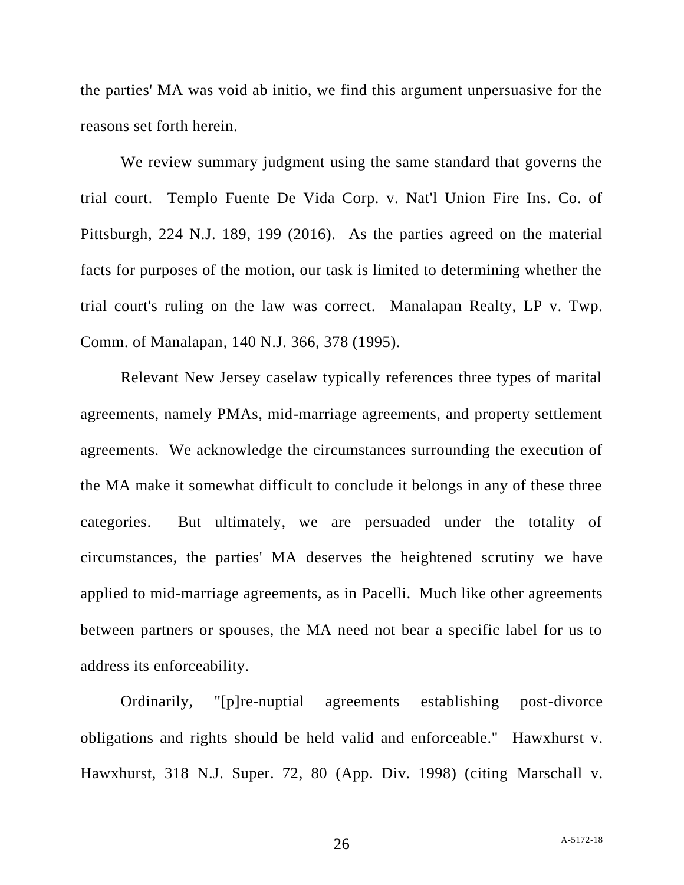the parties' MA was void ab initio, we find this argument unpersuasive for the reasons set forth herein.

We review summary judgment using the same standard that governs the trial court. Templo Fuente De Vida Corp. v. Nat'l Union Fire Ins. Co. of Pittsburgh, 224 N.J. 189, 199 (2016). As the parties agreed on the material facts for purposes of the motion, our task is limited to determining whether the trial court's ruling on the law was correct. Manalapan Realty, LP v. Twp. Comm. of Manalapan, 140 N.J. 366, 378 (1995).

Relevant New Jersey caselaw typically references three types of marital agreements, namely PMAs, mid-marriage agreements, and property settlement agreements. We acknowledge the circumstances surrounding the execution of the MA make it somewhat difficult to conclude it belongs in any of these three categories. But ultimately, we are persuaded under the totality of circumstances, the parties' MA deserves the heightened scrutiny we have applied to mid-marriage agreements, as in Pacelli. Much like other agreements between partners or spouses, the MA need not bear a specific label for us to address its enforceability.

Ordinarily, "[p]re-nuptial agreements establishing post-divorce obligations and rights should be held valid and enforceable." Hawxhurst v. Hawxhurst, 318 N.J. Super. 72, 80 (App. Div. 1998) (citing Marschall v.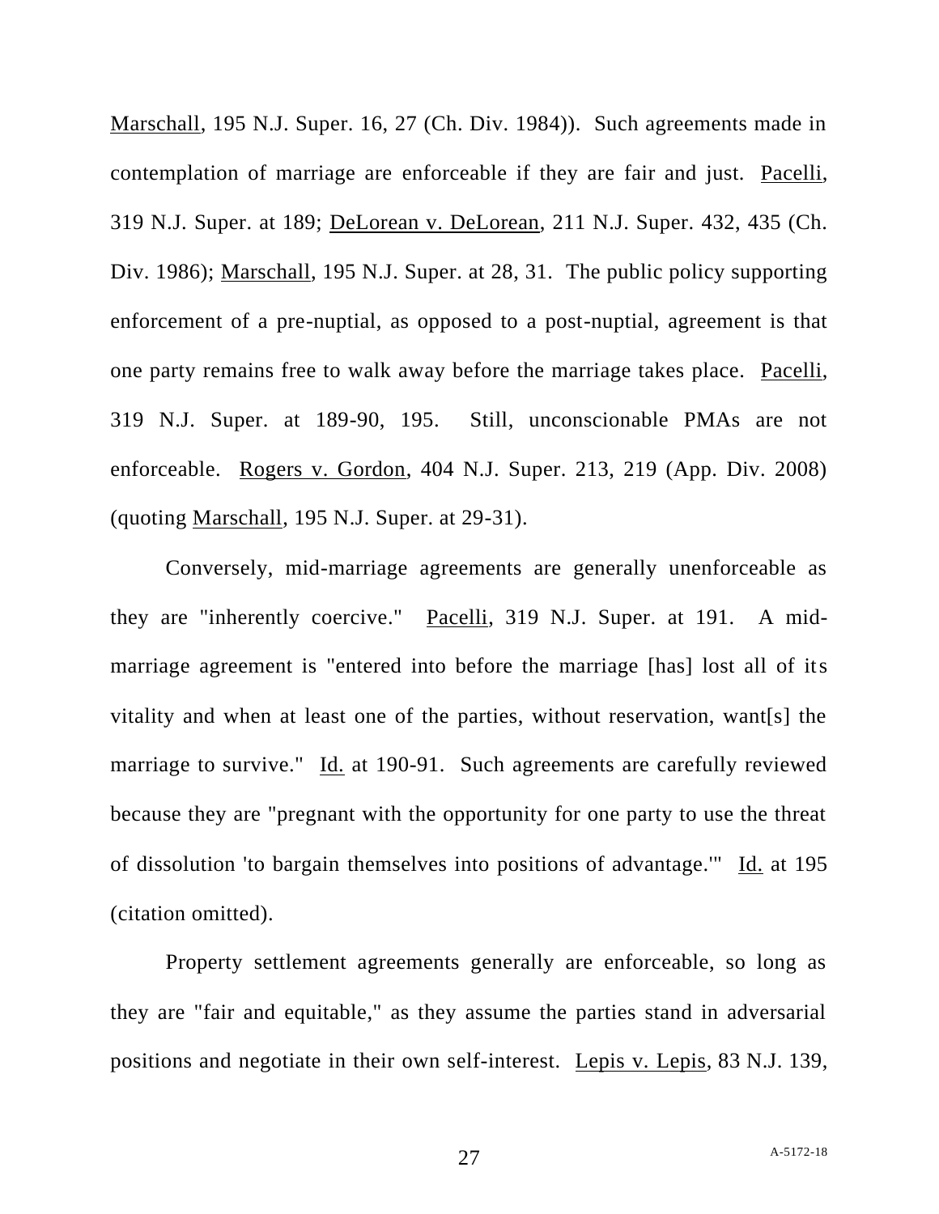Marschall, 195 N.J. Super. 16, 27 (Ch. Div. 1984)). Such agreements made in contemplation of marriage are enforceable if they are fair and just. Pacelli, 319 N.J. Super. at 189; DeLorean v. DeLorean, 211 N.J. Super. 432, 435 (Ch. Div. 1986); Marschall, 195 N.J. Super. at 28, 31. The public policy supporting enforcement of a pre-nuptial, as opposed to a post-nuptial, agreement is that one party remains free to walk away before the marriage takes place. Pacelli, 319 N.J. Super. at 189-90, 195. Still, unconscionable PMAs are not enforceable. Rogers v. Gordon, 404 N.J. Super. 213, 219 (App. Div. 2008) (quoting Marschall, 195 N.J. Super. at 29-31).

Conversely, mid-marriage agreements are generally unenforceable as they are "inherently coercive." Pacelli, 319 N.J. Super. at 191. A mid-marriage agreement is "entered into before the marriage [has] lost all of its vitality and when at least one of the parties, without reservation, want[s] the marriage to survive." Id. at 190-91. Such agreements are carefully reviewed because they are "pregnant with the opportunity for one party to use the threat of dissolution 'to bargain themselves into positions of advantage.'" Id. at 195 (citation omitted).

Property settlement agreements generally are enforceable, so long as they are "fair and equitable," as they assume the parties stand in adversarial positions and negotiate in their own self-interest. Lepis v. Lepis, 83 N.J. 139,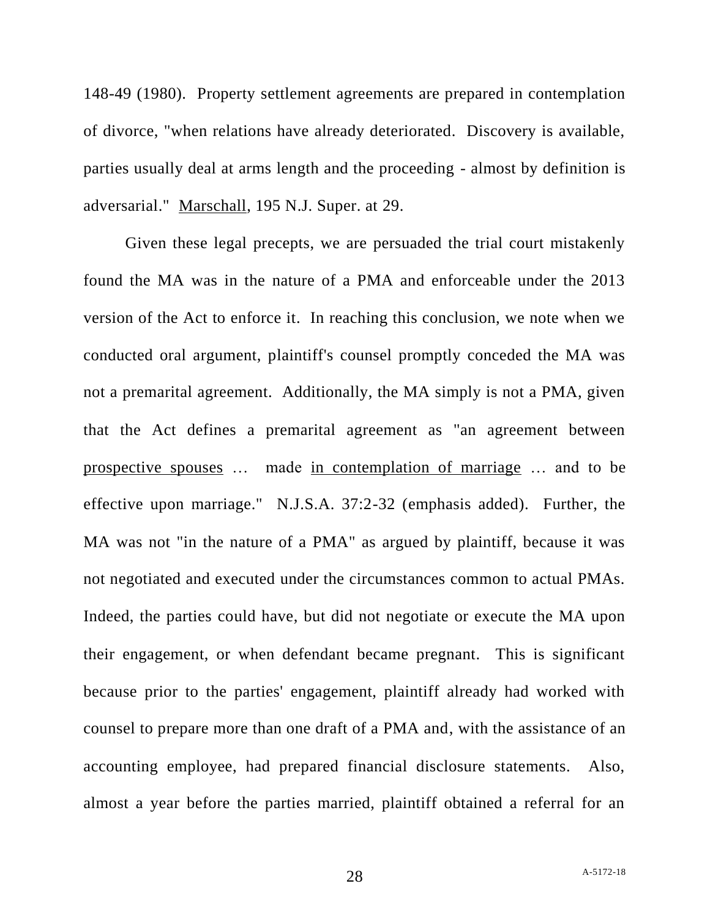148-49 (1980). Property settlement agreements are prepared in contemplation of divorce, "when relations have already deteriorated. Discovery is available, parties usually deal at arms length and the proceeding - almost by definition is adversarial." Marschall, 195 N.J. Super. at 29.

Given these legal precepts, we are persuaded the trial court mistakenly found the MA was in the nature of a PMA and enforceable under the 2013 version of the Act to enforce it. In reaching this conclusion, we note when we conducted oral argument, plaintiff's counsel promptly conceded the MA was not a premarital agreement. Additionally, the MA simply is not a PMA, given that the Act defines a premarital agreement as "an agreement between prospective spouses … made in contemplation of marriage … and to be effective upon marriage." N.J.S.A. 37:2-32 (emphasis added). Further, the MA was not "in the nature of a PMA" as argued by plaintiff, because it was not negotiated and executed under the circumstances common to actual PMAs. Indeed, the parties could have, but did not negotiate or execute the MA upon their engagement, or when defendant became pregnant. This is significant because prior to the parties' engagement, plaintiff already had worked with counsel to prepare more than one draft of a PMA and, with the assistance of an accounting employee, had prepared financial disclosure statements. Also, almost a year before the parties married, plaintiff obtained a referral for an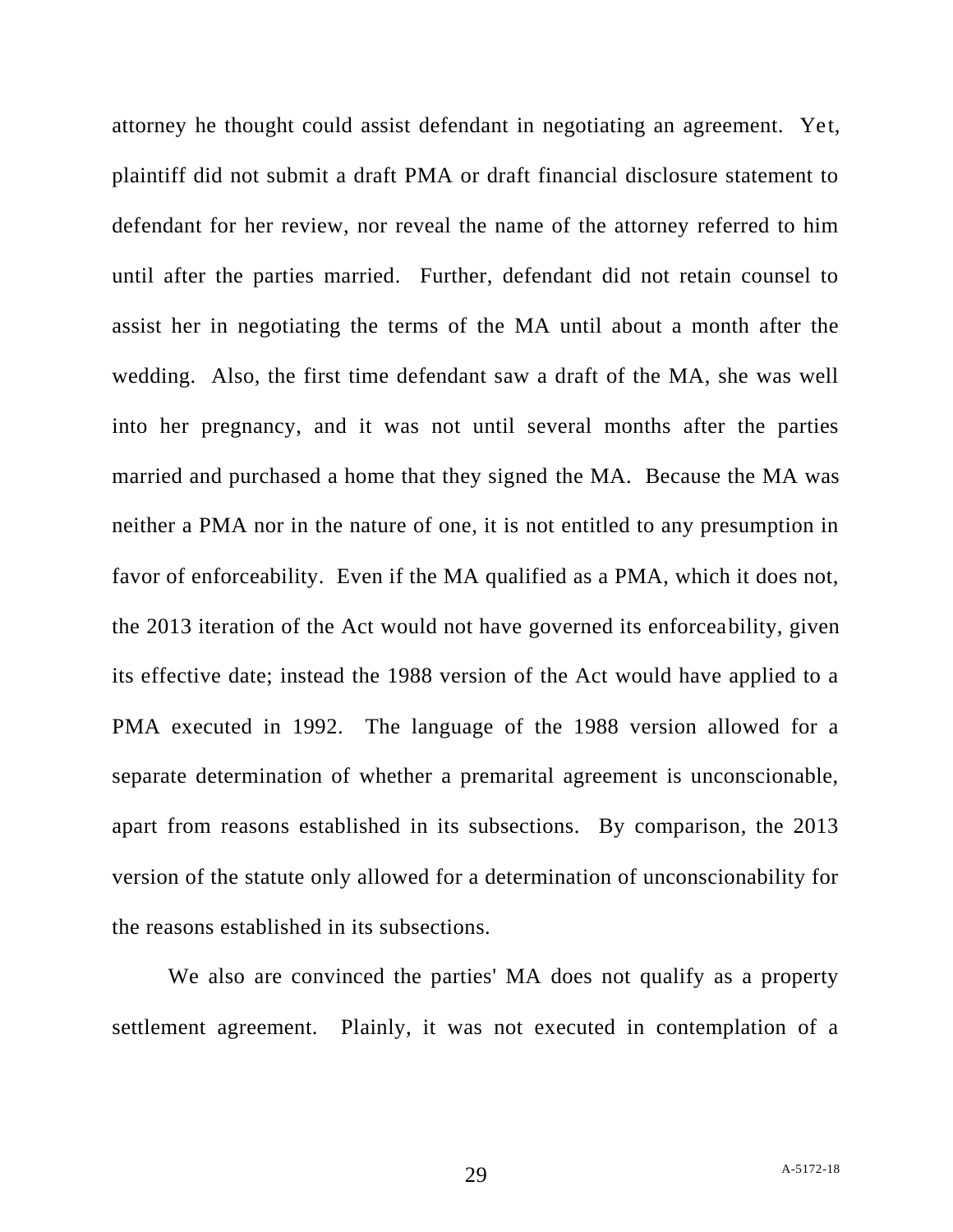attorney he thought could assist defendant in negotiating an agreement. Yet, plaintiff did not submit a draft PMA or draft financial disclosure statement to defendant for her review, nor reveal the name of the attorney referred to him until after the parties married. Further, defendant did not retain counsel to assist her in negotiating the terms of the MA until about a month after the wedding. Also, the first time defendant saw a draft of the MA, she was well into her pregnancy, and it was not until several months after the parties married and purchased a home that they signed the MA. Because the MA was neither a PMA nor in the nature of one, it is not entitled to any presumption in favor of enforceability. Even if the MA qualified as a PMA, which it does not, the 2013 iteration of the Act would not have governed its enforceability, given its effective date; instead the 1988 version of the Act would have applied to a PMA executed in 1992. The language of the 1988 version allowed for a separate determination of whether a premarital agreement is unconscionable, apart from reasons established in its subsections. By comparison, the 2013 version of the statute only allowed for a determination of unconscionability for the reasons established in its subsections.

We also are convinced the parties' MA does not qualify as a property settlement agreement. Plainly, it was not executed in contemplation of a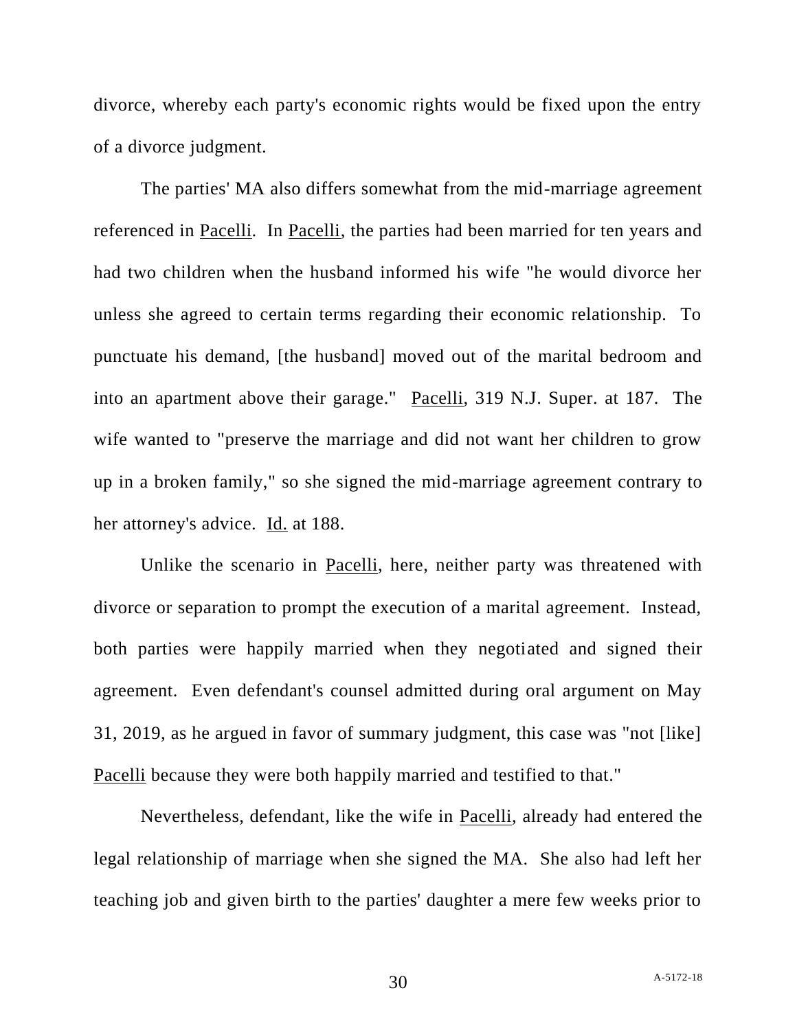divorce, whereby each party's economic rights would be fixed upon the entry of a divorce judgment.

The parties' MA also differs somewhat from the mid-marriage agreement referenced in Pacelli. In Pacelli, the parties had been married for ten years and had two children when the husband informed his wife "he would divorce her unless she agreed to certain terms regarding their economic relationship. To punctuate his demand, [the husband] moved out of the marital bedroom and into an apartment above their garage." Pacelli, 319 N.J. Super. at 187. The wife wanted to "preserve the marriage and did not want her children to grow up in a broken family," so she signed the mid-marriage agreement contrary to her attorney's advice. Id. at 188.

Unlike the scenario in Pacelli, here, neither party was threatened with divorce or separation to prompt the execution of a marital agreement. Instead, both parties were happily married when they negotiated and signed their agreement. Even defendant's counsel admitted during oral argument on May 31, 2019, as he argued in favor of summary judgment, this case was "not [like] Pacelli because they were both happily married and testified to that."

Nevertheless, defendant, like the wife in Pacelli, already had entered the legal relationship of marriage when she signed the MA. She also had left her teaching job and given birth to the parties' daughter a mere few weeks prior to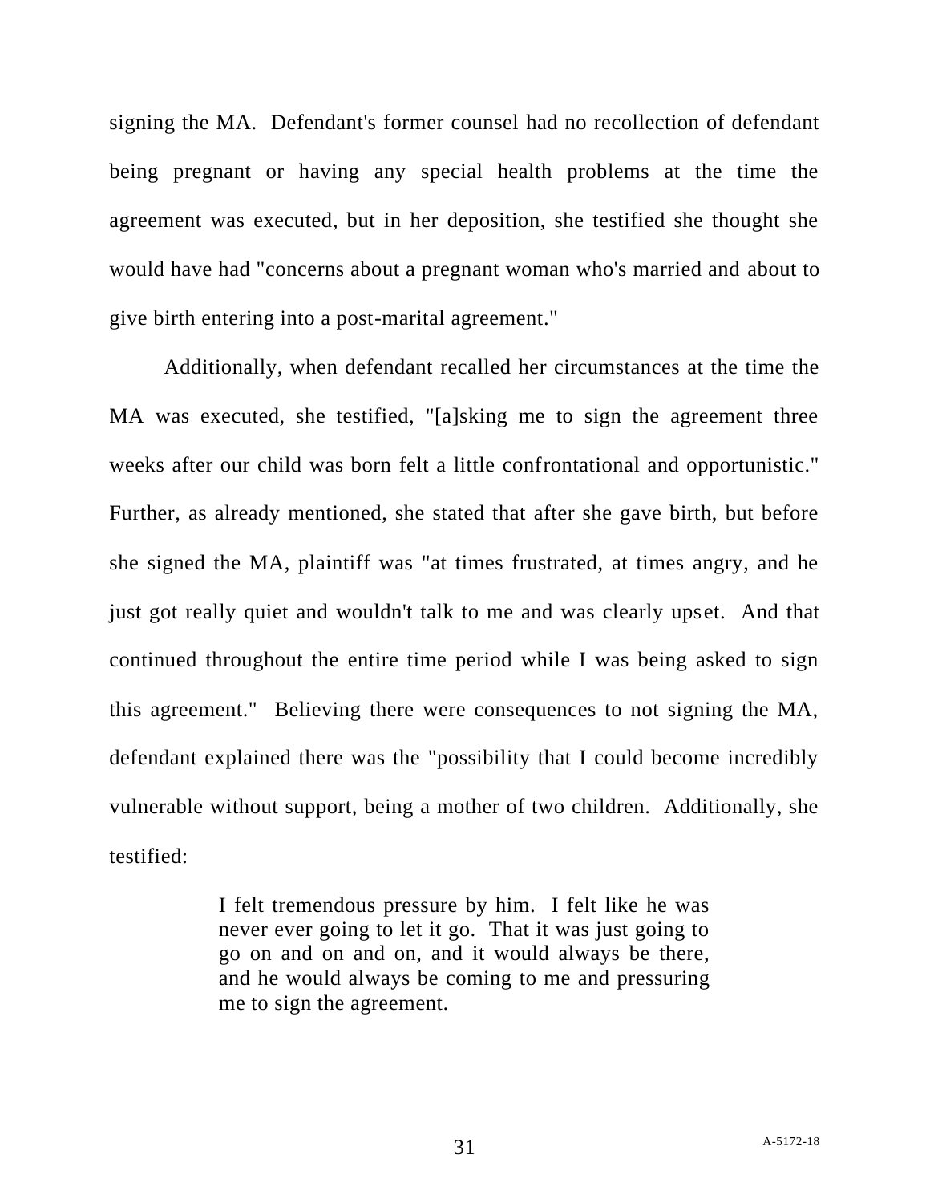signing the MA. Defendant's former counsel had no recollection of defendant being pregnant or having any special health problems at the time the agreement was executed, but in her deposition, she testified she thought she would have had "concerns about a pregnant woman who's married and about to give birth entering into a post-marital agreement."

Additionally, when defendant recalled her circumstances at the time the MA was executed, she testified, "[a]sking me to sign the agreement three weeks after our child was born felt a little confrontational and opportunistic." Further, as already mentioned, she stated that after she gave birth, but before she signed the MA, plaintiff was "at times frustrated, at times angry, and he just got really quiet and wouldn't talk to me and was clearly upset. And that continued throughout the entire time period while I was being asked to sign this agreement." Believing there were consequences to not signing the MA, defendant explained there was the "possibility that I could become incredibly vulnerable without support, being a mother of two children. Additionally, she testified:

> I felt tremendous pressure by him. I felt like he was never ever going to let it go. That it was just going to go on and on and on, and it would always be there, and he would always be coming to me and pressuring me to sign the agreement.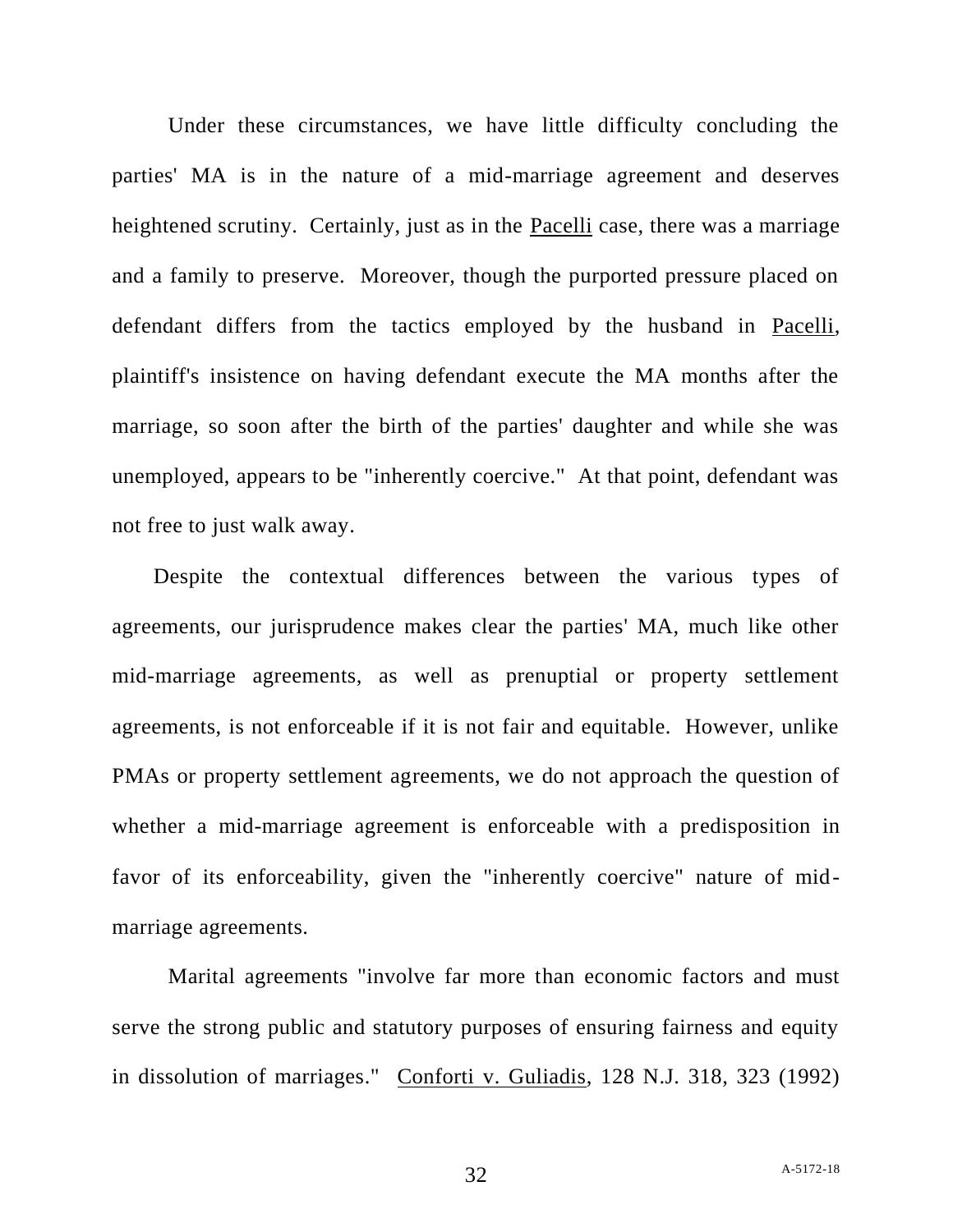Under these circumstances, we have little difficulty concluding the parties' MA is in the nature of a mid-marriage agreement and deserves heightened scrutiny. Certainly, just as in the Pacelli case, there was a marriage and a family to preserve. Moreover, though the purported pressure placed on defendant differs from the tactics employed by the husband in Pacelli, plaintiff's insistence on having defendant execute the MA months after the marriage, so soon after the birth of the parties' daughter and while she was unemployed, appears to be "inherently coercive." At that point, defendant was not free to just walk away.

Despite the contextual differences between the various types of agreements, our jurisprudence makes clear the parties' MA, much like other mid-marriage agreements, as well as prenuptial or property settlement agreements, is not enforceable if it is not fair and equitable. However, unlike PMAs or property settlement agreements, we do not approach the question of whether a mid-marriage agreement is enforceable with a predisposition in favor of its enforceability, given the "inherently coercive" nature of mid-marriage agreements.

Marital agreements "involve far more than economic factors and must serve the strong public and statutory purposes of ensuring fairness and equity in dissolution of marriages." Conforti v. Guliadis, 128 N.J. 318, 323 (1992)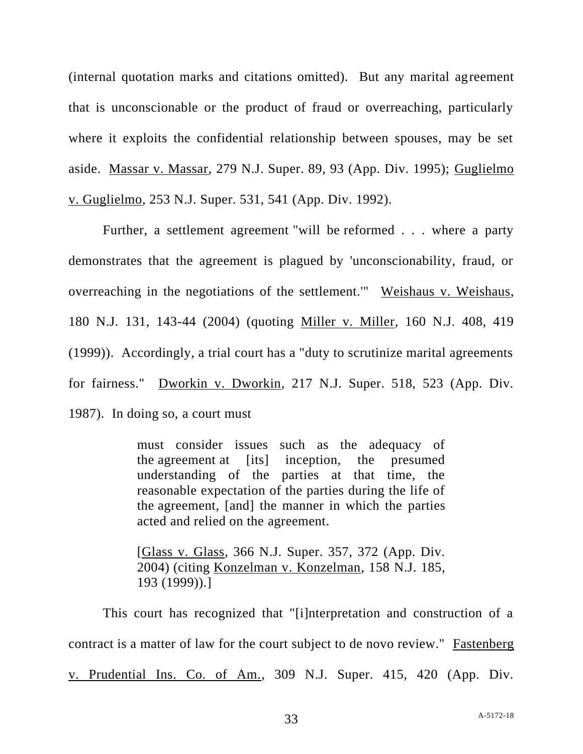(internal quotation marks and citations omitted). But any marital agreement that is unconscionable or the product of fraud or overreaching, particularly where it exploits the confidential relationship between spouses, may be set aside. Massar v. Massar, 279 N.J. Super. 89, 93 (App. Div. 1995); Guglielmo v. Guglielmo, 253 N.J. Super. 531, 541 (App. Div. 1992).

Further, a settlement agreement "will be reformed . . . where a party demonstrates that the agreement is plagued by 'unconscionability, fraud, or overreaching in the negotiations of the settlement.'" Weishaus v. Weishaus, 180 N.J. 131, 143-44 (2004) (quoting Miller v. Miller, 160 N.J. 408, 419 (1999)). Accordingly, a trial court has a "duty to scrutinize marital agreements for fairness." Dworkin v. Dworkin, 217 N.J. Super. 518, 523 (App. Div. 1987). In doing so, a court must

> must consider issues such as the adequacy of the agreement at [its] inception, the presumed understanding of the parties at that time, the reasonable expectation of the parties during the life of the agreement, [and] the manner in which the parties acted and relied on the agreement.
>
> [Glass v. Glass, 366 N.J. Super. 357, 372 (App. Div. 2004) (citing Konzelman v. Konzelman, 158 N.J. 185, 193 (1999)).]

This court has recognized that "[i]nterpretation and construction of a contract is a matter of law for the court subject to de novo review." Fastenberg v. Prudential Ins. Co. of Am., 309 N.J. Super. 415, 420 (App. Div.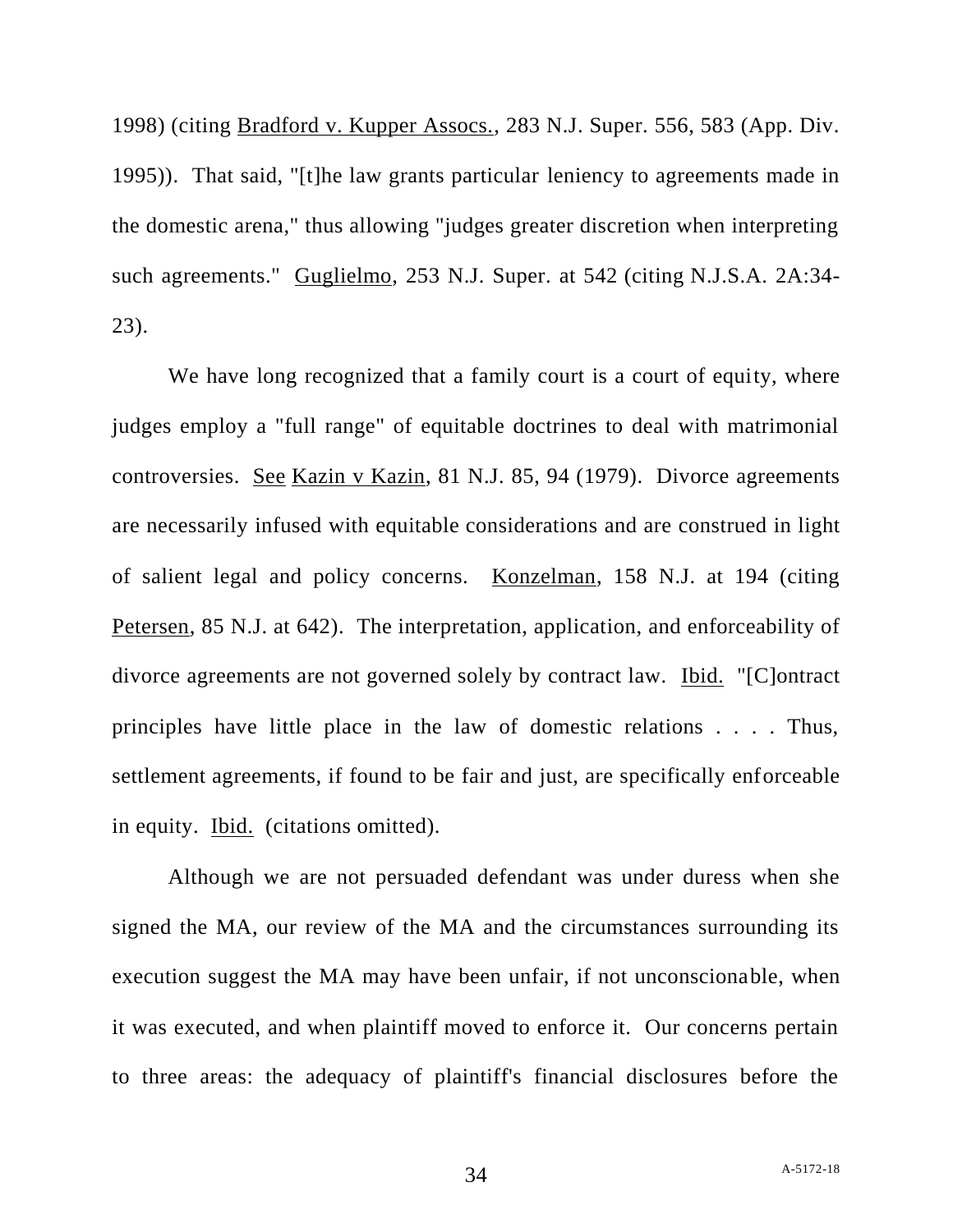1998) (citing Bradford v. Kupper Assocs., 283 N.J. Super. 556, 583 (App. Div. 1995)). That said, "[t]he law grants particular leniency to agreements made in the domestic arena," thus allowing "judges greater discretion when interpreting such agreements." Guglielmo, 253 N.J. Super. at 542 (citing N.J.S.A. 2A:34-23).

We have long recognized that a family court is a court of equity, where judges employ a "full range" of equitable doctrines to deal with matrimonial controversies. See Kazin v Kazin, 81 N.J. 85, 94 (1979). Divorce agreements are necessarily infused with equitable considerations and are construed in light of salient legal and policy concerns. Konzelman, 158 N.J. at 194 (citing Petersen, 85 N.J. at 642). The interpretation, application, and enforceability of divorce agreements are not governed solely by contract law. Ibid. "[C]ontract principles have little place in the law of domestic relations . . . . Thus, settlement agreements, if found to be fair and just, are specifically enforceable in equity. Ibid. (citations omitted).

Although we are not persuaded defendant was under duress when she signed the MA, our review of the MA and the circumstances surrounding its execution suggest the MA may have been unfair, if not unconscionable, when it was executed, and when plaintiff moved to enforce it. Our concerns pertain to three areas: the adequacy of plaintiff's financial disclosures before the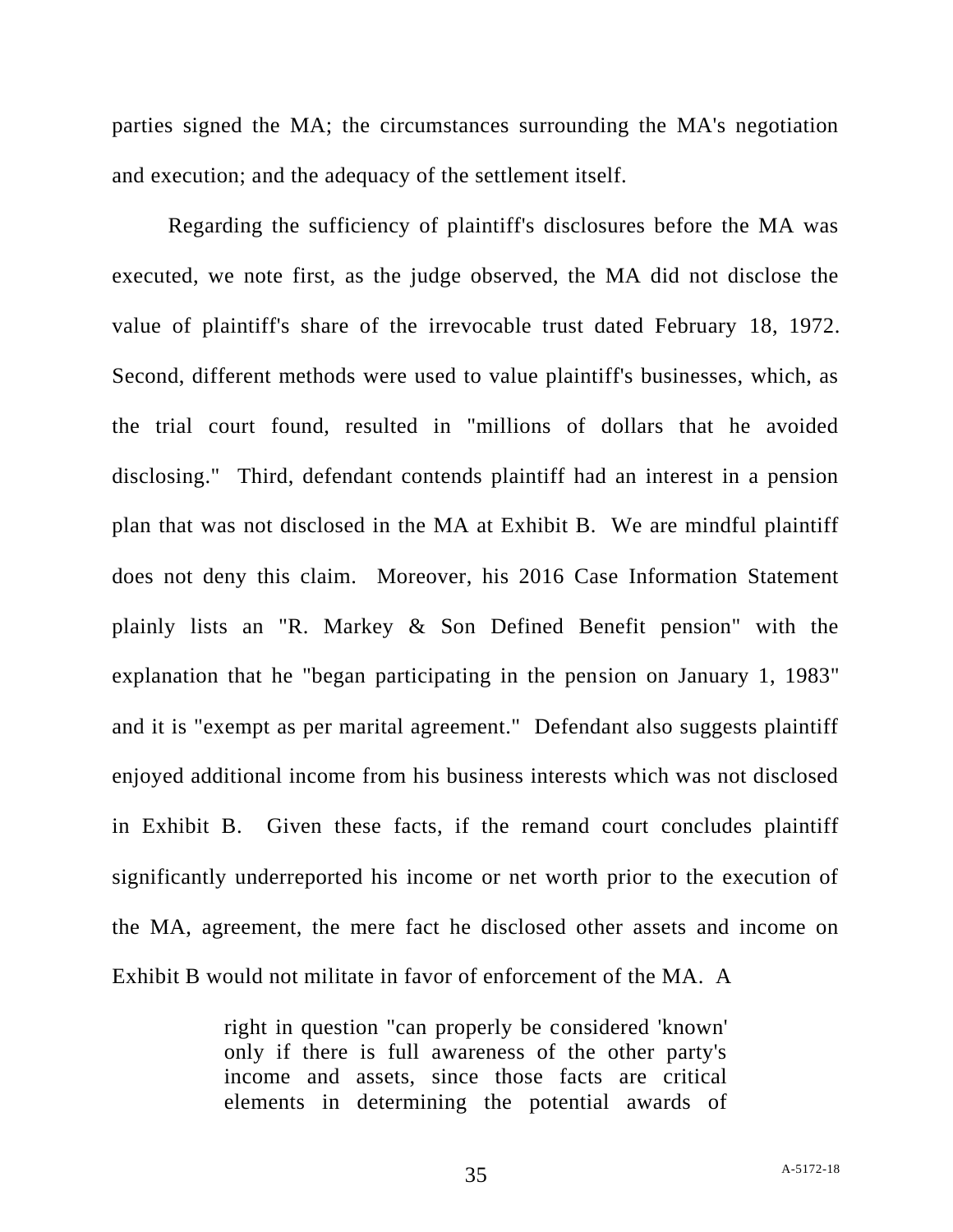parties signed the MA; the circumstances surrounding the MA's negotiation and execution; and the adequacy of the settlement itself.

Regarding the sufficiency of plaintiff's disclosures before the MA was executed, we note first, as the judge observed, the MA did not disclose the value of plaintiff's share of the irrevocable trust dated February 18, 1972. Second, different methods were used to value plaintiff's businesses, which, as the trial court found, resulted in "millions of dollars that he avoided disclosing." Third, defendant contends plaintiff had an interest in a pension plan that was not disclosed in the MA at Exhibit B. We are mindful plaintiff does not deny this claim. Moreover, his 2016 Case Information Statement plainly lists an "R. Markey & Son Defined Benefit pension" with the explanation that he "began participating in the pension on January 1, 1983" and it is "exempt as per marital agreement." Defendant also suggests plaintiff enjoyed additional income from his business interests which was not disclosed in Exhibit B. Given these facts, if the remand court concludes plaintiff significantly underreported his income or net worth prior to the execution of the MA, agreement, the mere fact he disclosed other assets and income on Exhibit B would not militate in favor of enforcement of the MA. A

> right in question "can properly be considered 'known' only if there is full awareness of the other party's income and assets, since those facts are critical elements in determining the potential awards of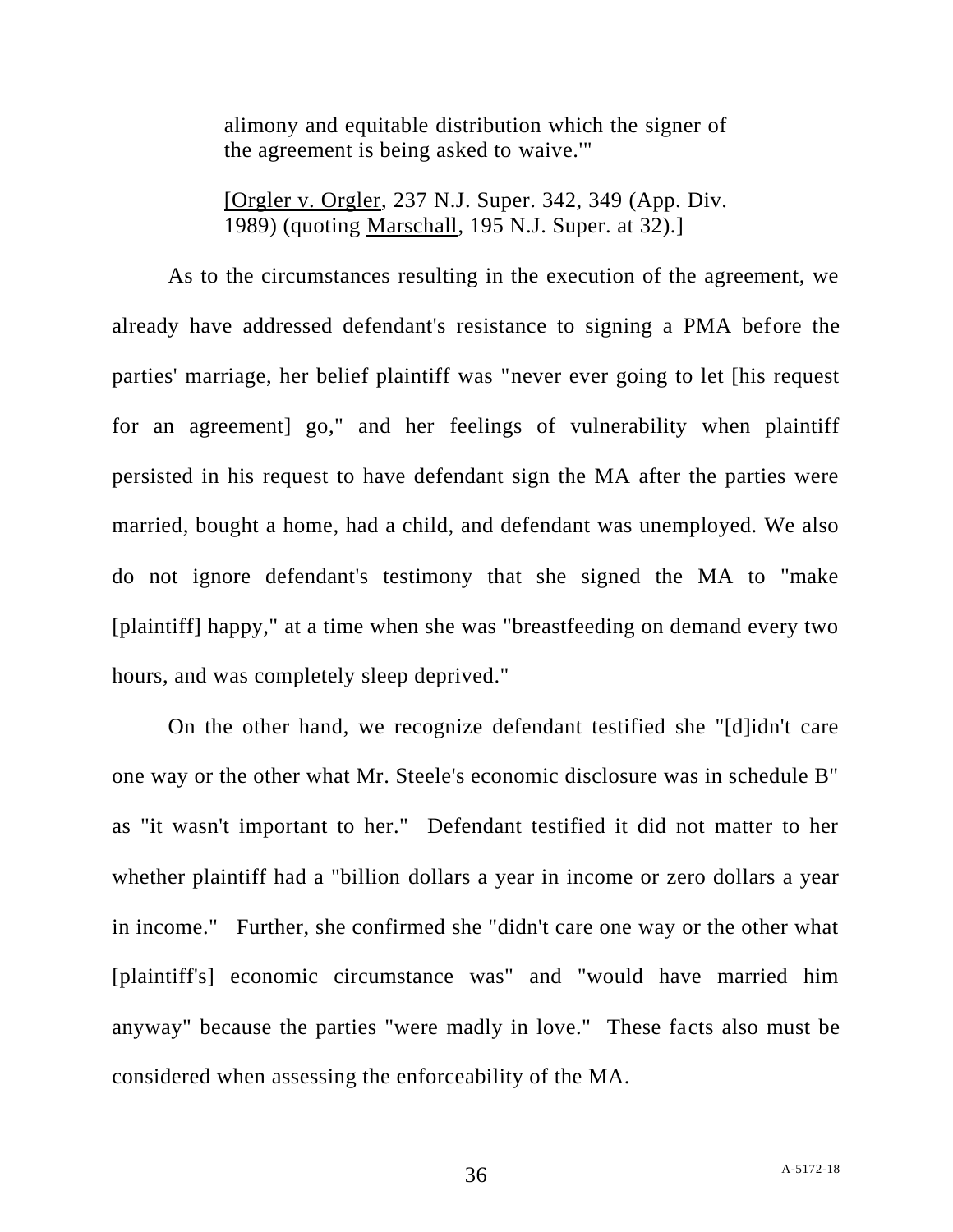> alimony and equitable distribution which the signer of the agreement is being asked to waive.'"
>
> [Orgler v. Orgler, 237 N.J. Super. 342, 349 (App. Div. 1989) (quoting Marschall, 195 N.J. Super. at 32).]

As to the circumstances resulting in the execution of the agreement, we already have addressed defendant's resistance to signing a PMA before the parties' marriage, her belief plaintiff was "never ever going to let [his request for an agreement] go," and her feelings of vulnerability when plaintiff persisted in his request to have defendant sign the MA after the parties were married, bought a home, had a child, and defendant was unemployed. We also do not ignore defendant's testimony that she signed the MA to "make [plaintiff] happy," at a time when she was "breastfeeding on demand every two hours, and was completely sleep deprived."

On the other hand, we recognize defendant testified she "[d]idn't care one way or the other what Mr. Steele's economic disclosure was in schedule B" as "it wasn't important to her." Defendant testified it did not matter to her whether plaintiff had a "billion dollars a year in income or zero dollars a year in income." Further, she confirmed she "didn't care one way or the other what [plaintiff's] economic circumstance was" and "would have married him anyway" because the parties "were madly in love." These facts also must be considered when assessing the enforceability of the MA.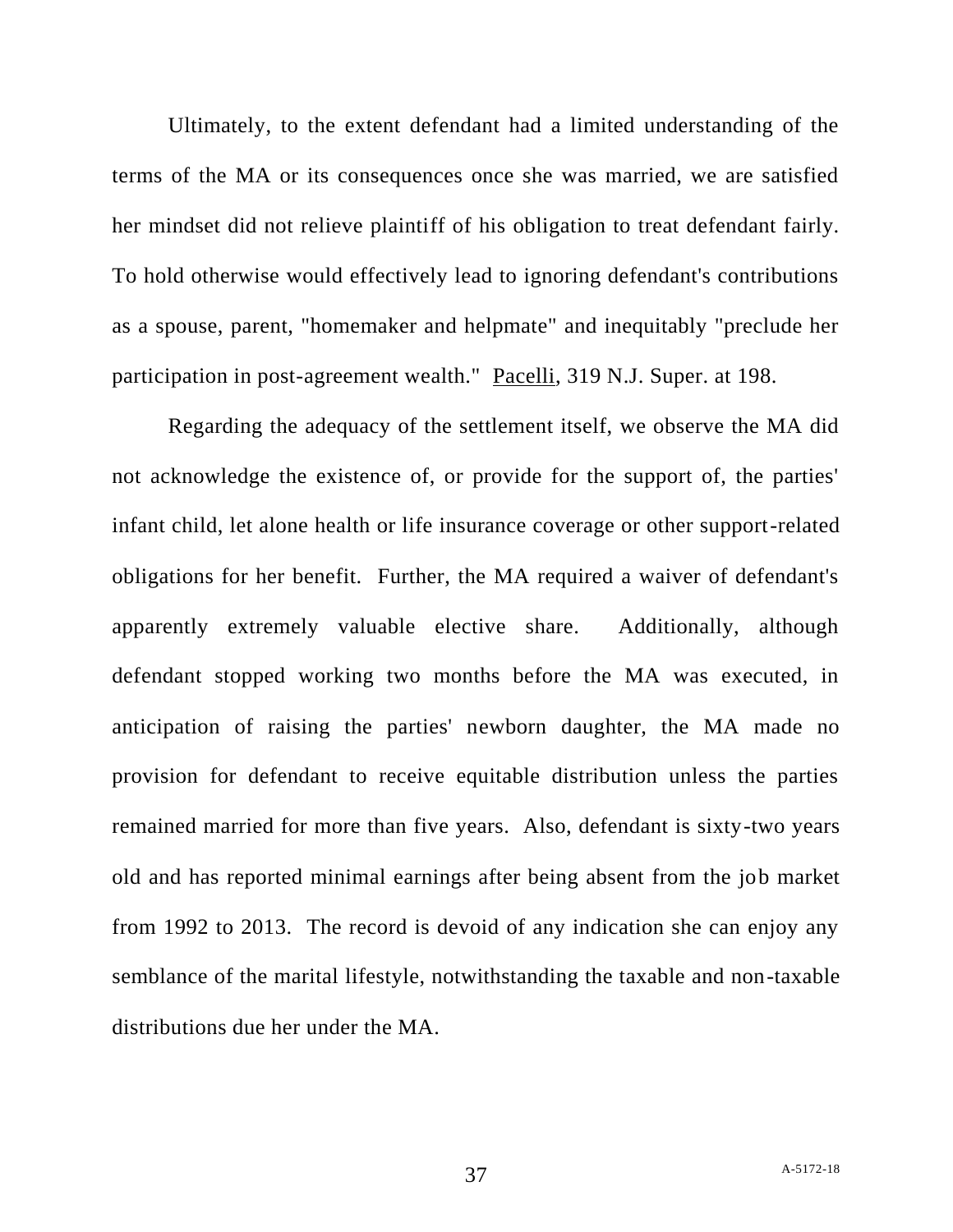Ultimately, to the extent defendant had a limited understanding of the terms of the MA or its consequences once she was married, we are satisfied her mindset did not relieve plaintiff of his obligation to treat defendant fairly. To hold otherwise would effectively lead to ignoring defendant's contributions as a spouse, parent, "homemaker and helpmate" and inequitably "preclude her participation in post-agreement wealth." Pacelli, 319 N.J. Super. at 198.

Regarding the adequacy of the settlement itself, we observe the MA did not acknowledge the existence of, or provide for the support of, the parties' infant child, let alone health or life insurance coverage or other support-related obligations for her benefit. Further, the MA required a waiver of defendant's apparently extremely valuable elective share. Additionally, although defendant stopped working two months before the MA was executed, in anticipation of raising the parties' newborn daughter, the MA made no provision for defendant to receive equitable distribution unless the parties remained married for more than five years. Also, defendant is sixty-two years old and has reported minimal earnings after being absent from the job market from 1992 to 2013. The record is devoid of any indication she can enjoy any semblance of the marital lifestyle, notwithstanding the taxable and non-taxable distributions due her under the MA.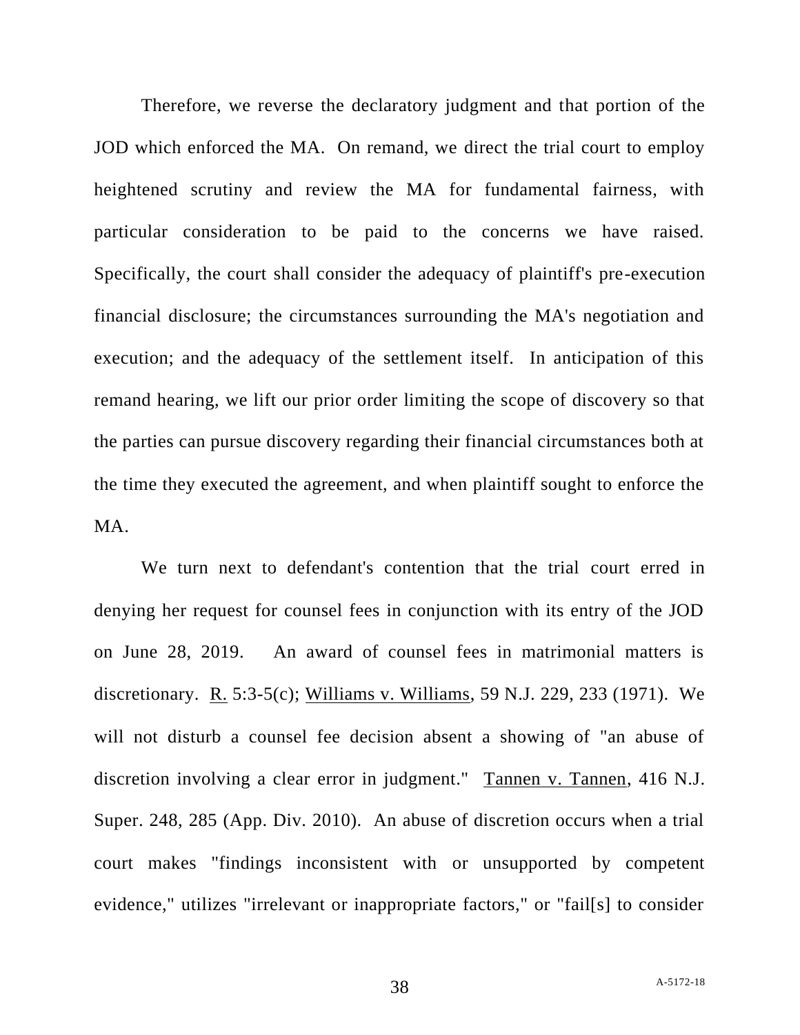Therefore, we reverse the declaratory judgment and that portion of the JOD which enforced the MA. On remand, we direct the trial court to employ heightened scrutiny and review the MA for fundamental fairness, with particular consideration to be paid to the concerns we have raised. Specifically, the court shall consider the adequacy of plaintiff's pre-execution financial disclosure; the circumstances surrounding the MA's negotiation and execution; and the adequacy of the settlement itself. In anticipation of this remand hearing, we lift our prior order limiting the scope of discovery so that the parties can pursue discovery regarding their financial circumstances both at the time they executed the agreement, and when plaintiff sought to enforce the MA.

We turn next to defendant's contention that the trial court erred in denying her request for counsel fees in conjunction with its entry of the JOD on June 28, 2019. An award of counsel fees in matrimonial matters is discretionary. R. 5:3-5(c); Williams v. Williams, 59 N.J. 229, 233 (1971). We will not disturb a counsel fee decision absent a showing of "an abuse of discretion involving a clear error in judgment." Tannen v. Tannen, 416 N.J. Super. 248, 285 (App. Div. 2010). An abuse of discretion occurs when a trial court makes "findings inconsistent with or unsupported by competent evidence," utilizes "irrelevant or inappropriate factors," or "fail[s] to consider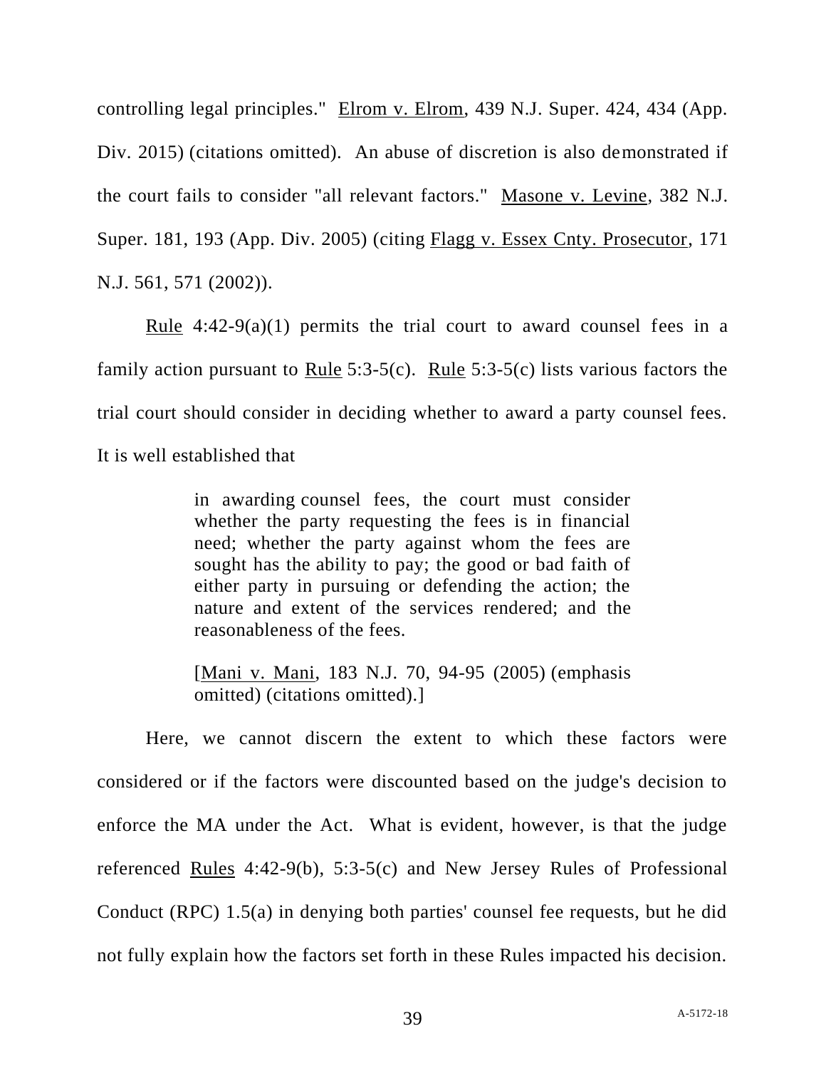controlling legal principles." Elrom v. Elrom, 439 N.J. Super. 424, 434 (App. Div. 2015) (citations omitted). An abuse of discretion is also demonstrated if the court fails to consider "all relevant factors." Masone v. Levine, 382 N.J. Super. 181, 193 (App. Div. 2005) (citing Flagg v. Essex Cnty. Prosecutor, 171 N.J. 561, 571 (2002)).

Rule 4:42-9(a)(1) permits the trial court to award counsel fees in a family action pursuant to Rule 5:3-5(c). Rule 5:3-5(c) lists various factors the trial court should consider in deciding whether to award a party counsel fees. It is well established that

> in awarding counsel fees, the court must consider whether the party requesting the fees is in financial need; whether the party against whom the fees are sought has the ability to pay; the good or bad faith of either party in pursuing or defending the action; the nature and extent of the services rendered; and the reasonableness of the fees.
>
> [Mani v. Mani, 183 N.J. 70, 94-95 (2005) (emphasis omitted) (citations omitted).]

Here, we cannot discern the extent to which these factors were considered or if the factors were discounted based on the judge's decision to enforce the MA under the Act. What is evident, however, is that the judge referenced Rules 4:42-9(b), 5:3-5(c) and New Jersey Rules of Professional Conduct (RPC) 1.5(a) in denying both parties' counsel fee requests, but he did not fully explain how the factors set forth in these Rules impacted his decision.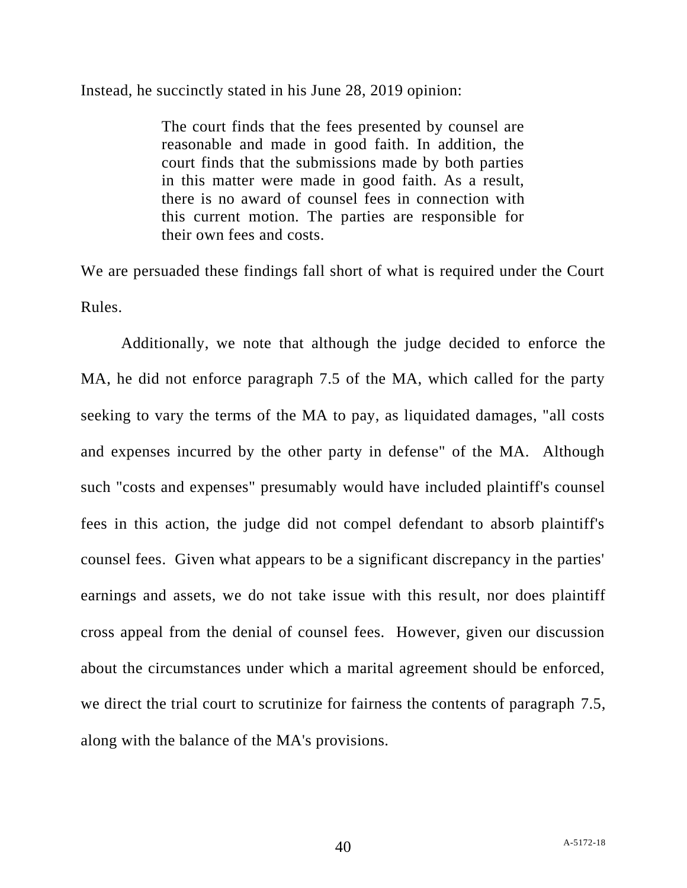Instead, he succinctly stated in his June 28, 2019 opinion:

> The court finds that the fees presented by counsel are reasonable and made in good faith. In addition, the court finds that the submissions made by both parties in this matter were made in good faith. As a result, there is no award of counsel fees in connection with this current motion. The parties are responsible for their own fees and costs.

We are persuaded these findings fall short of what is required under the Court Rules.

Additionally, we note that although the judge decided to enforce the MA, he did not enforce paragraph 7.5 of the MA, which called for the party seeking to vary the terms of the MA to pay, as liquidated damages, "all costs and expenses incurred by the other party in defense" of the MA. Although such "costs and expenses" presumably would have included plaintiff's counsel fees in this action, the judge did not compel defendant to absorb plaintiff's counsel fees. Given what appears to be a significant discrepancy in the parties' earnings and assets, we do not take issue with this result, nor does plaintiff cross appeal from the denial of counsel fees. However, given our discussion about the circumstances under which a marital agreement should be enforced, we direct the trial court to scrutinize for fairness the contents of paragraph 7.5, along with the balance of the MA's provisions.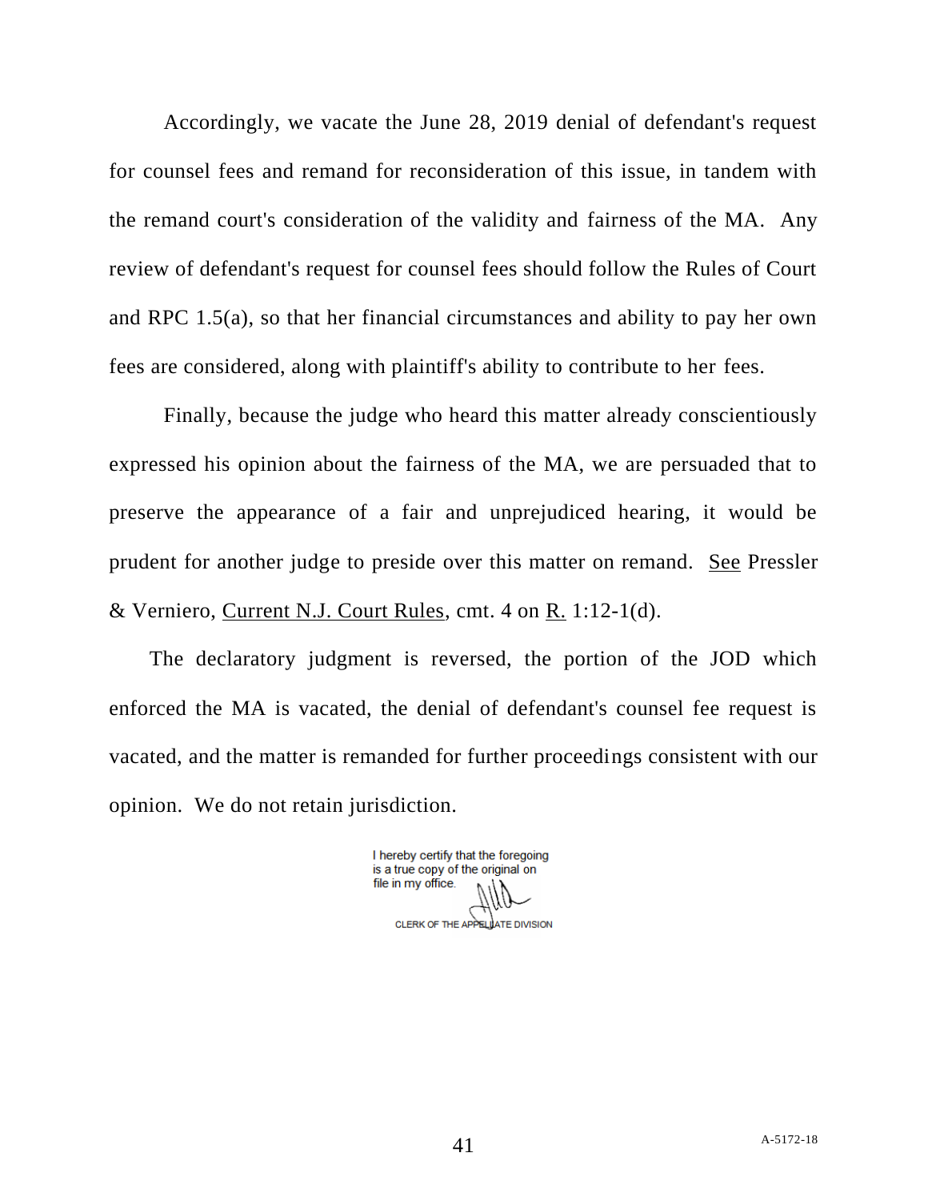Accordingly, we vacate the June 28, 2019 denial of defendant's request for counsel fees and remand for reconsideration of this issue, in tandem with the remand court's consideration of the validity and fairness of the MA. Any review of defendant's request for counsel fees should follow the Rules of Court and RPC 1.5(a), so that her financial circumstances and ability to pay her own fees are considered, along with plaintiff's ability to contribute to her fees.

Finally, because the judge who heard this matter already conscientiously expressed his opinion about the fairness of the MA, we are persuaded that to preserve the appearance of a fair and unprejudiced hearing, it would be prudent for another judge to preside over this matter on remand. See Pressler & Verniero, Current N.J. Court Rules, cmt. 4 on R. 1:12-1(d).

The declaratory judgment is reversed, the portion of the JOD which enforced the MA is vacated, the denial of defendant's counsel fee request is vacated, and the matter is remanded for further proceedings consistent with our opinion. We do not retain jurisdiction.

I hereby certify that the foregoing is a true copy of the original on file in my office.

CLERK OF THE APPELLATE DIVISION